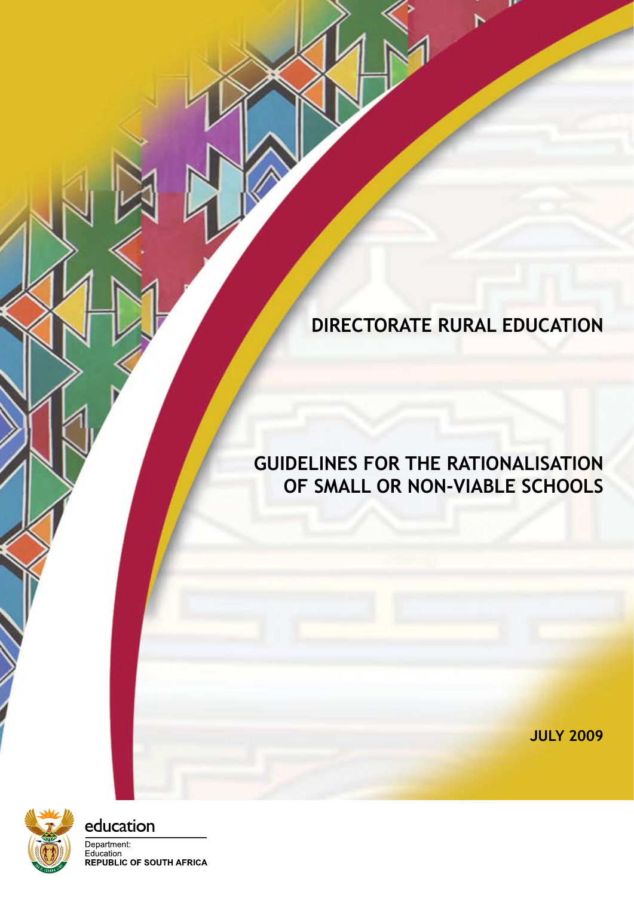DIRECTORATE RURAL EDUCATION

# GUIDELINES FOR THE RATIONALISATION OF SMALL OR NON-VIABLE SCHOOLS

JULY 2009

education

Department:
Education
REPUBLIC OF SOUTH AFRICA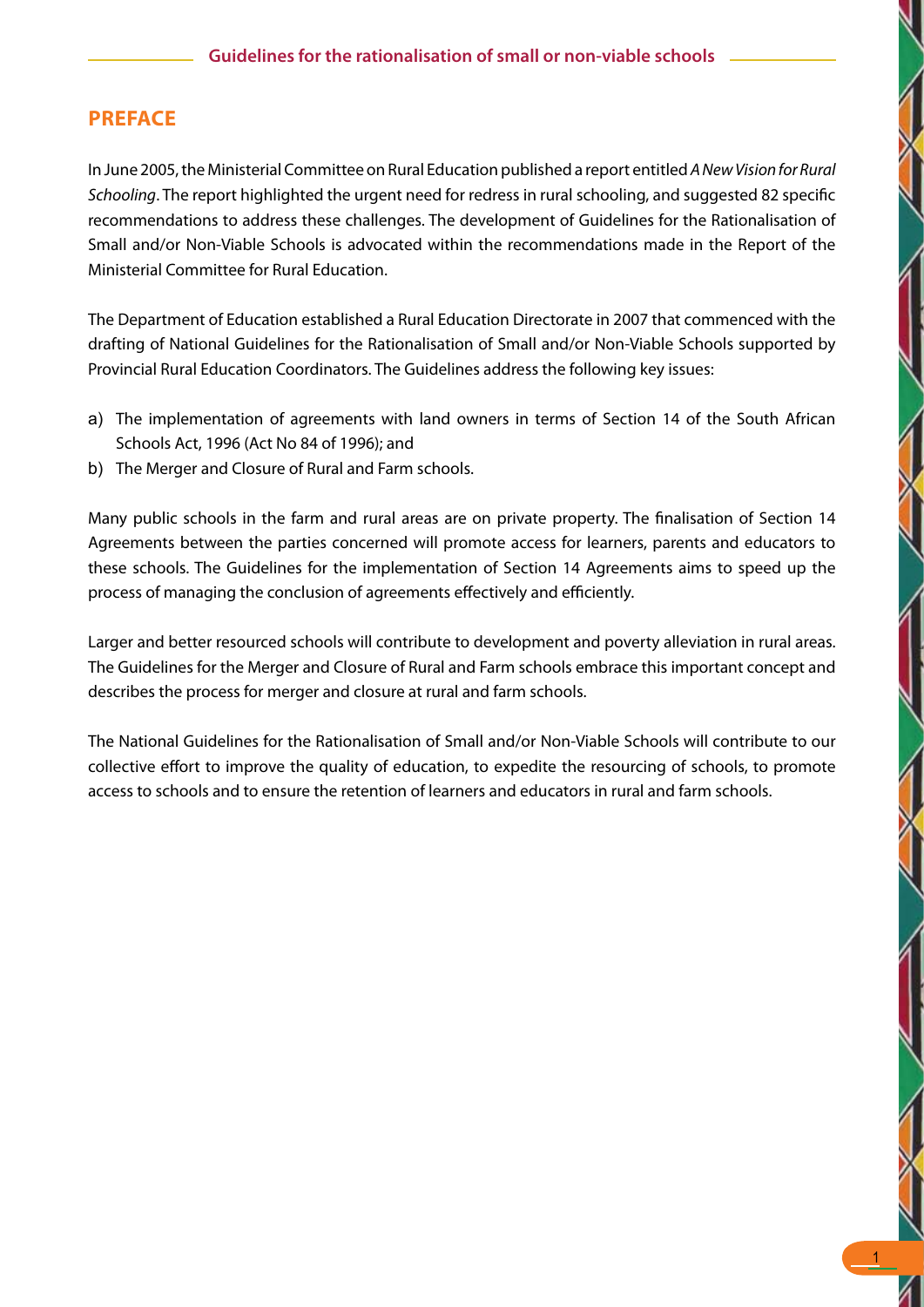## PREFACE

In June 2005, the Ministerial Committee on Rural Education published a report entitled *A New Vision for Rural Schooling*. The report highlighted the urgent need for redress in rural schooling, and suggested 82 specific recommendations to address these challenges. The development of Guidelines for the Rationalisation of Small and/or Non-Viable Schools is advocated within the recommendations made in the Report of the Ministerial Committee for Rural Education.

The Department of Education established a Rural Education Directorate in 2007 that commenced with the drafting of National Guidelines for the Rationalisation of Small and/or Non-Viable Schools supported by Provincial Rural Education Coordinators. The Guidelines address the following key issues:

a) The implementation of agreements with land owners in terms of Section 14 of the South African Schools Act, 1996 (Act No 84 of 1996); and
b) The Merger and Closure of Rural and Farm schools.

Many public schools in the farm and rural areas are on private property. The finalisation of Section 14 Agreements between the parties concerned will promote access for learners, parents and educators to these schools. The Guidelines for the implementation of Section 14 Agreements aims to speed up the process of managing the conclusion of agreements effectively and efficiently.

Larger and better resourced schools will contribute to development and poverty alleviation in rural areas. The Guidelines for the Merger and Closure of Rural and Farm schools embrace this important concept and describes the process for merger and closure at rural and farm schools.

The National Guidelines for the Rationalisation of Small and/or Non-Viable Schools will contribute to our collective effort to improve the quality of education, to expedite the resourcing of schools, to promote access to schools and to ensure the retention of learners and educators in rural and farm schools.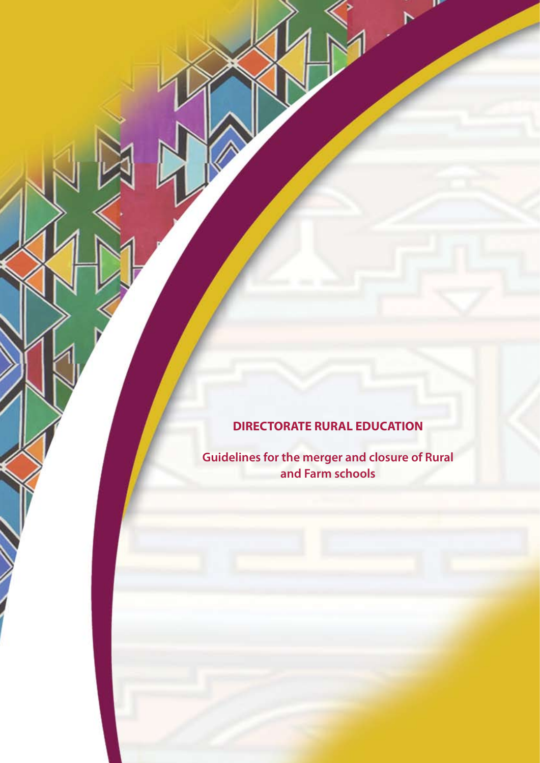**DIRECTORATE RURAL EDUCATION**

**Guidelines for the merger and closure of Rural and Farm schools**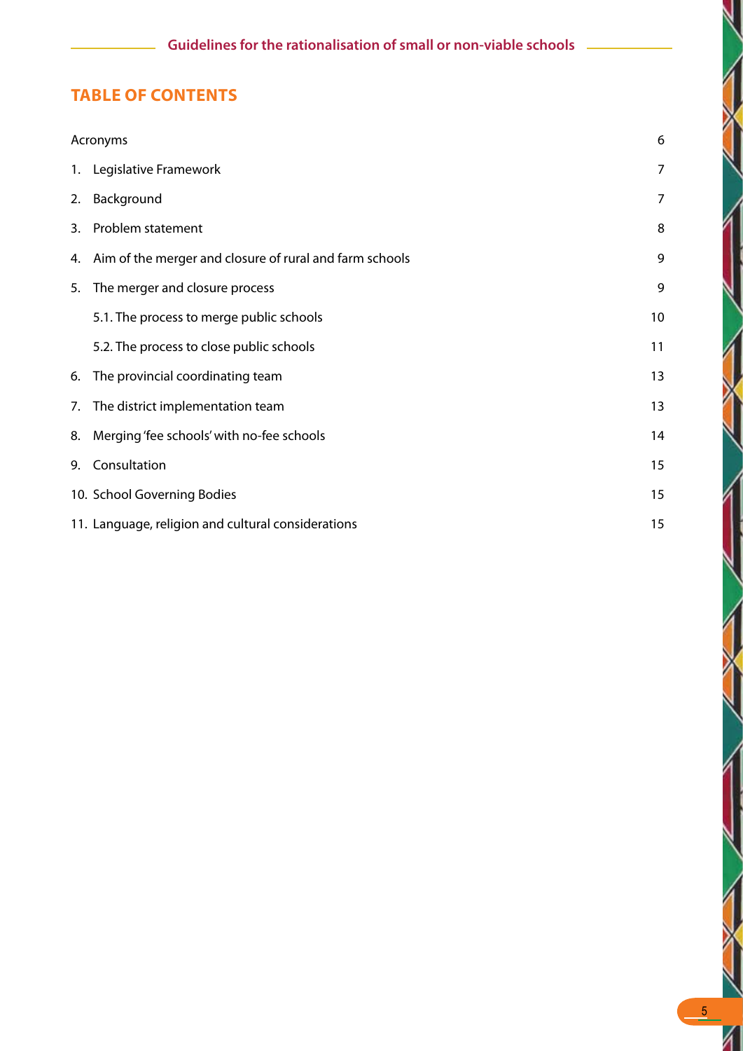## TABLE OF CONTENTS

| | |
|---|---|
| Acronyms | 6 |
| 1. Legislative Framework | 7 |
| 2. Background | 7 |
| 3. Problem statement | 8 |
| 4. Aim of the merger and closure of rural and farm schools | 9 |
| 5. The merger and closure process | 9 |
| 5.1. The process to merge public schools | 10 |
| 5.2. The process to close public schools | 11 |
| 6. The provincial coordinating team | 13 |
| 7. The district implementation team | 13 |
| 8. Merging 'fee schools' with no-fee schools | 14 |
| 9. Consultation | 15 |
| 10. School Governing Bodies | 15 |
| 11. Language, religion and cultural considerations | 15 |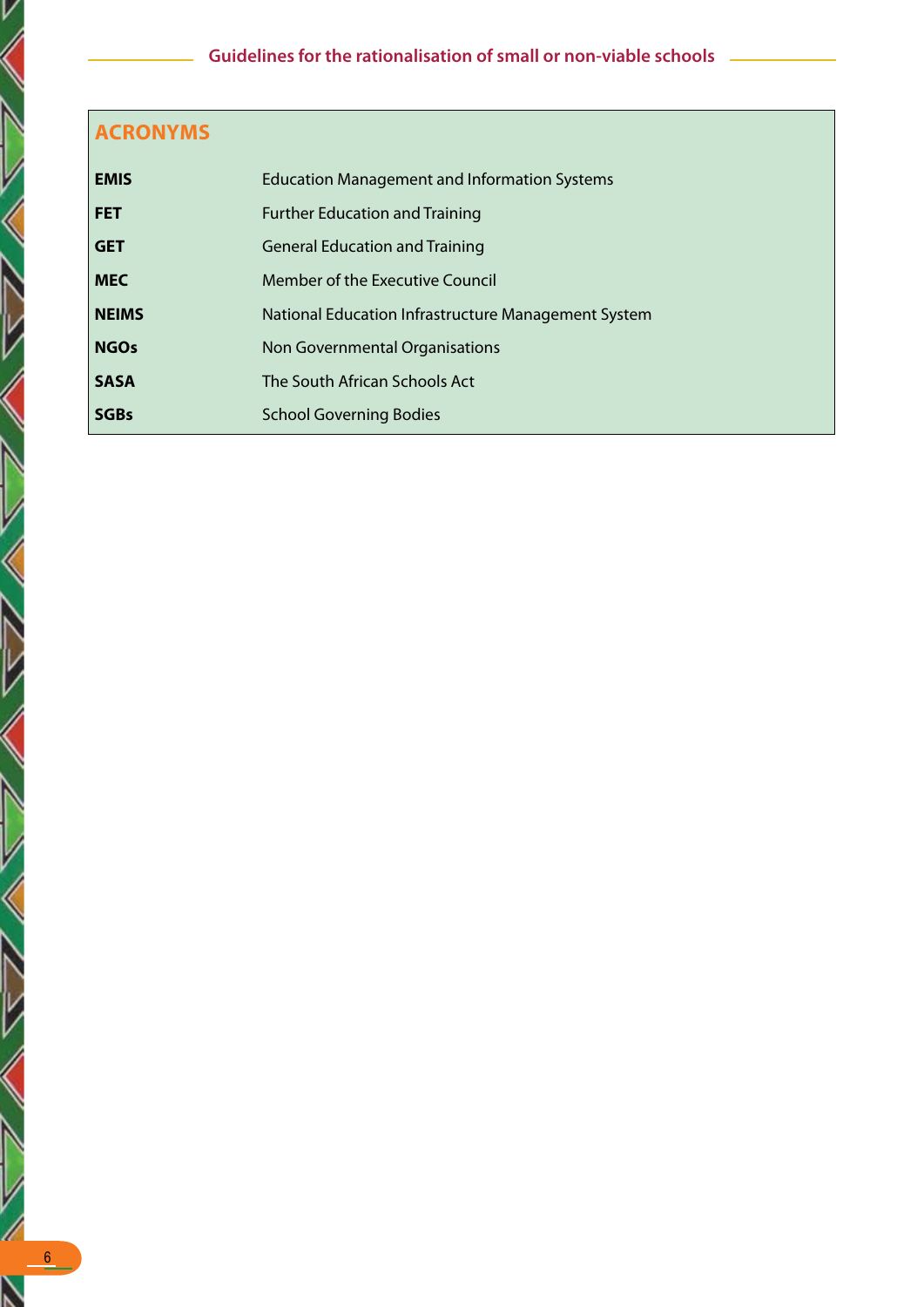## ACRONYMS

| | |
|---|---|
| **EMIS** | Education Management and Information Systems |
| **FET** | Further Education and Training |
| **GET** | General Education and Training |
| **MEC** | Member of the Executive Council |
| **NEIMS** | National Education Infrastructure Management System |
| **NGOs** | Non Governmental Organisations |
| **SASA** | The South African Schools Act |
| **SGBs** | School Governing Bodies |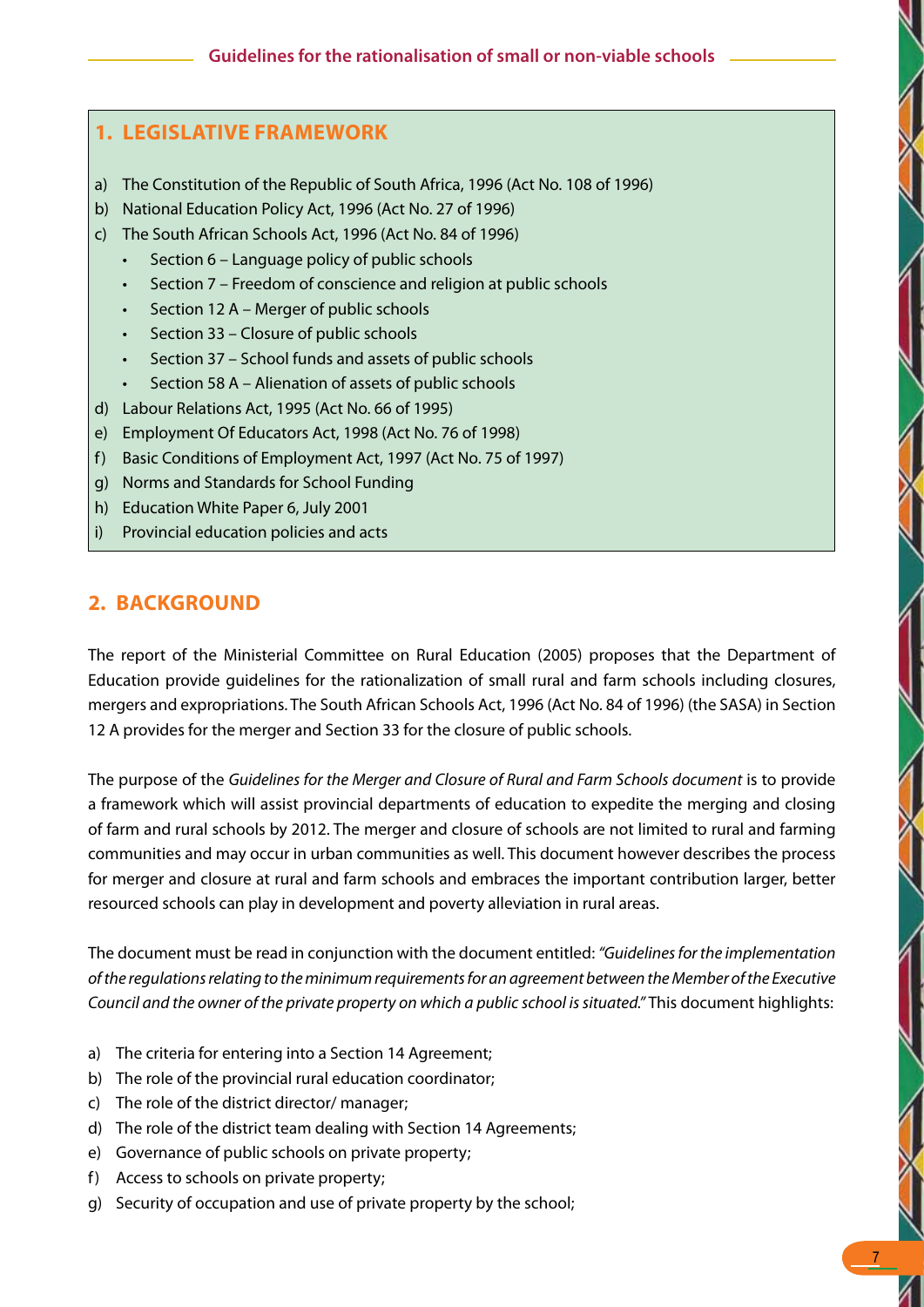## 1. LEGISLATIVE FRAMEWORK

a) The Constitution of the Republic of South Africa, 1996 (Act No. 108 of 1996)
b) National Education Policy Act, 1996 (Act No. 27 of 1996)
c) The South African Schools Act, 1996 (Act No. 84 of 1996)
   - Section 6 – Language policy of public schools
   - Section 7 – Freedom of conscience and religion at public schools
   - Section 12 A – Merger of public schools
   - Section 33 – Closure of public schools
   - Section 37 – School funds and assets of public schools
   - Section 58 A – Alienation of assets of public schools
d) Labour Relations Act, 1995 (Act No. 66 of 1995)
e) Employment Of Educators Act, 1998 (Act No. 76 of 1998)
f) Basic Conditions of Employment Act, 1997 (Act No. 75 of 1997)
g) Norms and Standards for School Funding
h) Education White Paper 6, July 2001
i) Provincial education policies and acts

## 2. BACKGROUND

The report of the Ministerial Committee on Rural Education (2005) proposes that the Department of Education provide guidelines for the rationalization of small rural and farm schools including closures, mergers and expropriations. The South African Schools Act, 1996 (Act No. 84 of 1996) (the SASA) in Section 12 A provides for the merger and Section 33 for the closure of public schools.

The purpose of the *Guidelines for the Merger and Closure of Rural and Farm Schools document* is to provide a framework which will assist provincial departments of education to expedite the merging and closing of farm and rural schools by 2012. The merger and closure of schools are not limited to rural and farming communities and may occur in urban communities as well. This document however describes the process for merger and closure at rural and farm schools and embraces the important contribution larger, better resourced schools can play in development and poverty alleviation in rural areas.

The document must be read in conjunction with the document entitled: *"Guidelines for the implementation of the regulations relating to the minimum requirements for an agreement between the Member of the Executive Council and the owner of the private property on which a public school is situated."* This document highlights:

a) The criteria for entering into a Section 14 Agreement;
b) The role of the provincial rural education coordinator;
c) The role of the district director/ manager;
d) The role of the district team dealing with Section 14 Agreements;
e) Governance of public schools on private property;
f) Access to schools on private property;
g) Security of occupation and use of private property by the school;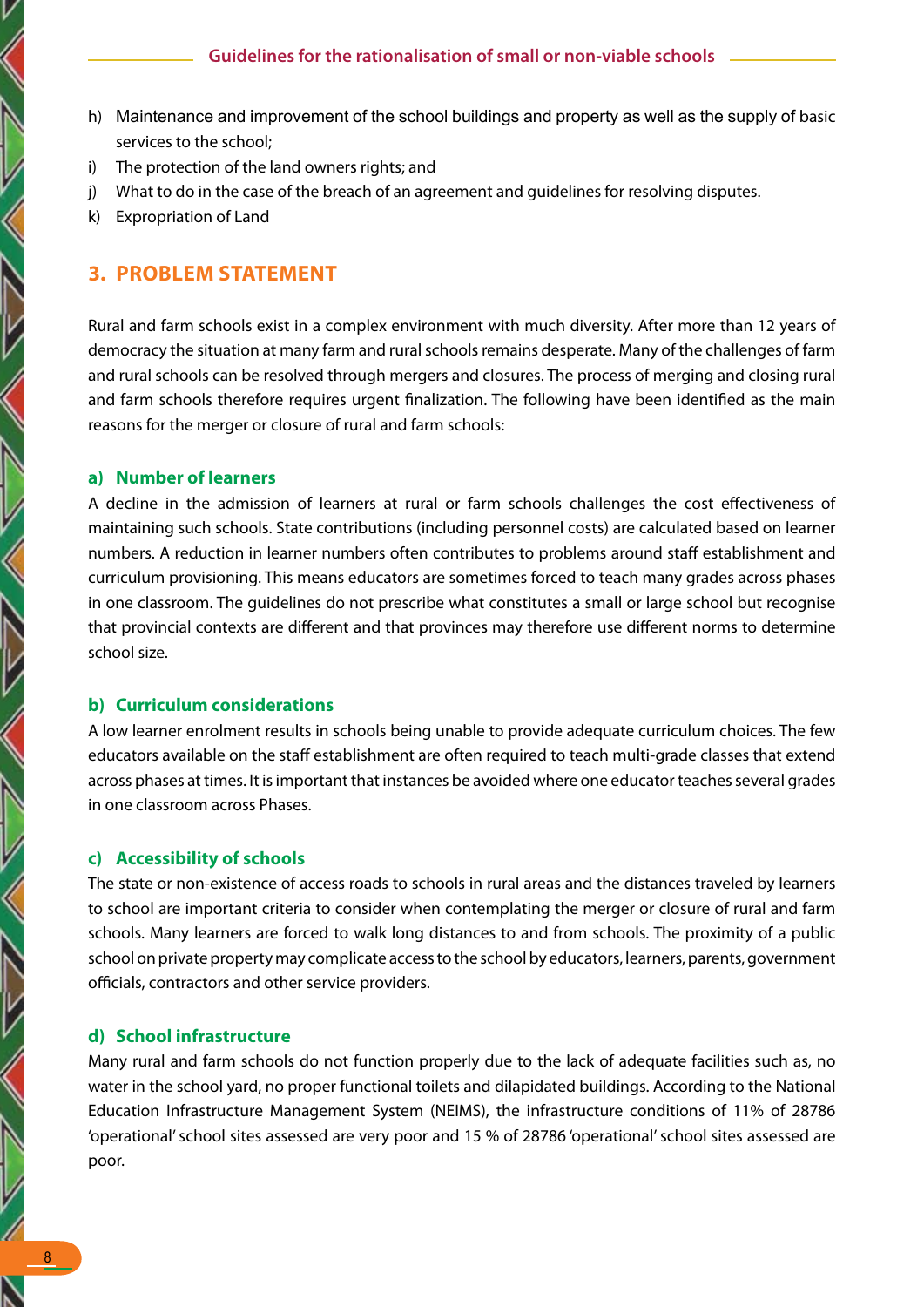h) Maintenance and improvement of the school buildings and property as well as the supply of basic services to the school;
i) The protection of the land owners rights; and
j) What to do in the case of the breach of an agreement and guidelines for resolving disputes.
k) Expropriation of Land

## 3. PROBLEM STATEMENT

Rural and farm schools exist in a complex environment with much diversity. After more than 12 years of democracy the situation at many farm and rural schools remains desperate. Many of the challenges of farm and rural schools can be resolved through mergers and closures. The process of merging and closing rural and farm schools therefore requires urgent finalization. The following have been identified as the main reasons for the merger or closure of rural and farm schools:

### a) Number of learners

A decline in the admission of learners at rural or farm schools challenges the cost effectiveness of maintaining such schools. State contributions (including personnel costs) are calculated based on learner numbers. A reduction in learner numbers often contributes to problems around staff establishment and curriculum provisioning. This means educators are sometimes forced to teach many grades across phases in one classroom. The guidelines do not prescribe what constitutes a small or large school but recognise that provincial contexts are different and that provinces may therefore use different norms to determine school size.

### b) Curriculum considerations

A low learner enrolment results in schools being unable to provide adequate curriculum choices. The few educators available on the staff establishment are often required to teach multi-grade classes that extend across phases at times. It is important that instances be avoided where one educator teaches several grades in one classroom across Phases.

### c) Accessibility of schools

The state or non-existence of access roads to schools in rural areas and the distances traveled by learners to school are important criteria to consider when contemplating the merger or closure of rural and farm schools. Many learners are forced to walk long distances to and from schools. The proximity of a public school on private property may complicate access to the school by educators, learners, parents, government officials, contractors and other service providers.

### d) School infrastructure

Many rural and farm schools do not function properly due to the lack of adequate facilities such as, no water in the school yard, no proper functional toilets and dilapidated buildings. According to the National Education Infrastructure Management System (NEIMS), the infrastructure conditions of 11% of 28786 'operational' school sites assessed are very poor and 15 % of 28786 'operational' school sites assessed are poor.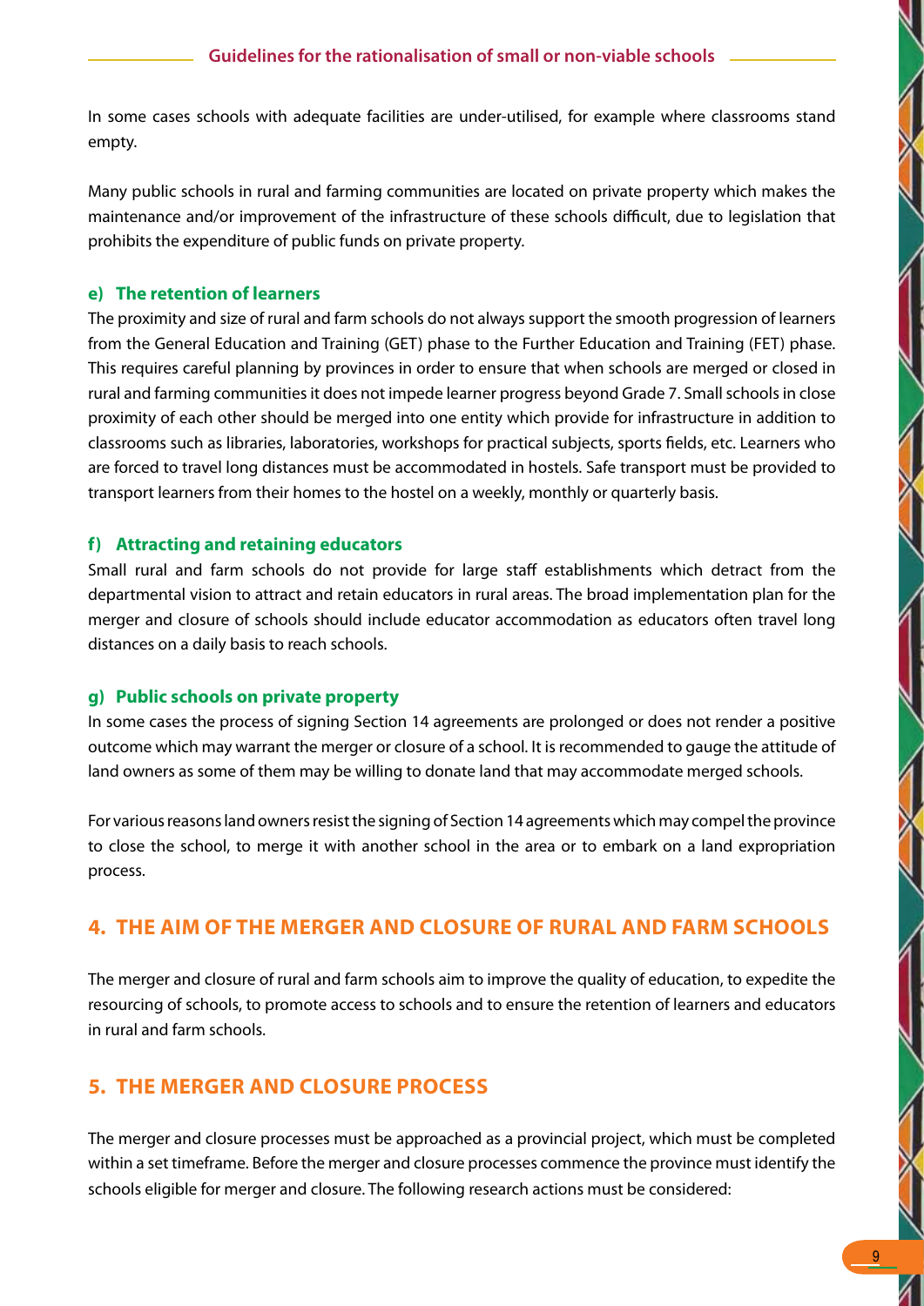In some cases schools with adequate facilities are under-utilised, for example where classrooms stand empty.

Many public schools in rural and farming communities are located on private property which makes the maintenance and/or improvement of the infrastructure of these schools difficult, due to legislation that prohibits the expenditure of public funds on private property.

#### e) The retention of learners

The proximity and size of rural and farm schools do not always support the smooth progression of learners from the General Education and Training (GET) phase to the Further Education and Training (FET) phase. This requires careful planning by provinces in order to ensure that when schools are merged or closed in rural and farming communities it does not impede learner progress beyond Grade 7. Small schools in close proximity of each other should be merged into one entity which provide for infrastructure in addition to classrooms such as libraries, laboratories, workshops for practical subjects, sports fields, etc. Learners who are forced to travel long distances must be accommodated in hostels. Safe transport must be provided to transport learners from their homes to the hostel on a weekly, monthly or quarterly basis.

#### f) Attracting and retaining educators

Small rural and farm schools do not provide for large staff establishments which detract from the departmental vision to attract and retain educators in rural areas. The broad implementation plan for the merger and closure of schools should include educator accommodation as educators often travel long distances on a daily basis to reach schools.

#### g) Public schools on private property

In some cases the process of signing Section 14 agreements are prolonged or does not render a positive outcome which may warrant the merger or closure of a school. It is recommended to gauge the attitude of land owners as some of them may be willing to donate land that may accommodate merged schools.

For various reasons land owners resist the signing of Section 14 agreements which may compel the province to close the school, to merge it with another school in the area or to embark on a land expropriation process.

## 4. THE AIM OF THE MERGER AND CLOSURE OF RURAL AND FARM SCHOOLS

The merger and closure of rural and farm schools aim to improve the quality of education, to expedite the resourcing of schools, to promote access to schools and to ensure the retention of learners and educators in rural and farm schools.

## 5. THE MERGER AND CLOSURE PROCESS

The merger and closure processes must be approached as a provincial project, which must be completed within a set timeframe. Before the merger and closure processes commence the province must identify the schools eligible for merger and closure. The following research actions must be considered: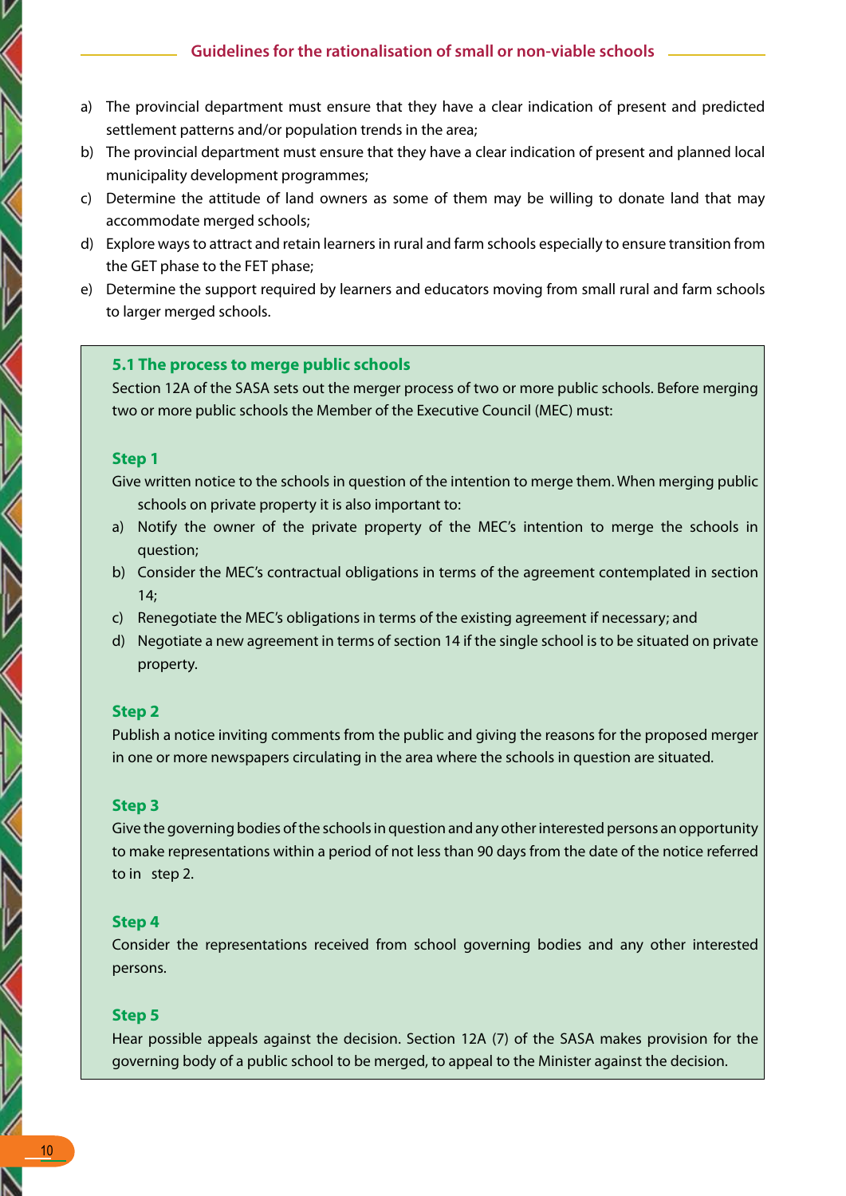a) The provincial department must ensure that they have a clear indication of present and predicted settlement patterns and/or population trends in the area;
b) The provincial department must ensure that they have a clear indication of present and planned local municipality development programmes;
c) Determine the attitude of land owners as some of them may be willing to donate land that may accommodate merged schools;
d) Explore ways to attract and retain learners in rural and farm schools especially to ensure transition from the GET phase to the FET phase;
e) Determine the support required by learners and educators moving from small rural and farm schools to larger merged schools.

## 5.1 The process to merge public schools

Section 12A of the SASA sets out the merger process of two or more public schools. Before merging two or more public schools the Member of the Executive Council (MEC) must:

### Step 1

Give written notice to the schools in question of the intention to merge them. When merging public schools on private property it is also important to:

a) Notify the owner of the private property of the MEC's intention to merge the schools in question;
b) Consider the MEC's contractual obligations in terms of the agreement contemplated in section 14;
c) Renegotiate the MEC's obligations in terms of the existing agreement if necessary; and
d) Negotiate a new agreement in terms of section 14 if the single school is to be situated on private property.

### Step 2

Publish a notice inviting comments from the public and giving the reasons for the proposed merger in one or more newspapers circulating in the area where the schools in question are situated.

### Step 3

Give the governing bodies of the schools in question and any other interested persons an opportunity to make representations within a period of not less than 90 days from the date of the notice referred to in step 2.

### Step 4

Consider the representations received from school governing bodies and any other interested persons.

### Step 5

Hear possible appeals against the decision. Section 12A (7) of the SASA makes provision for the governing body of a public school to be merged, to appeal to the Minister against the decision.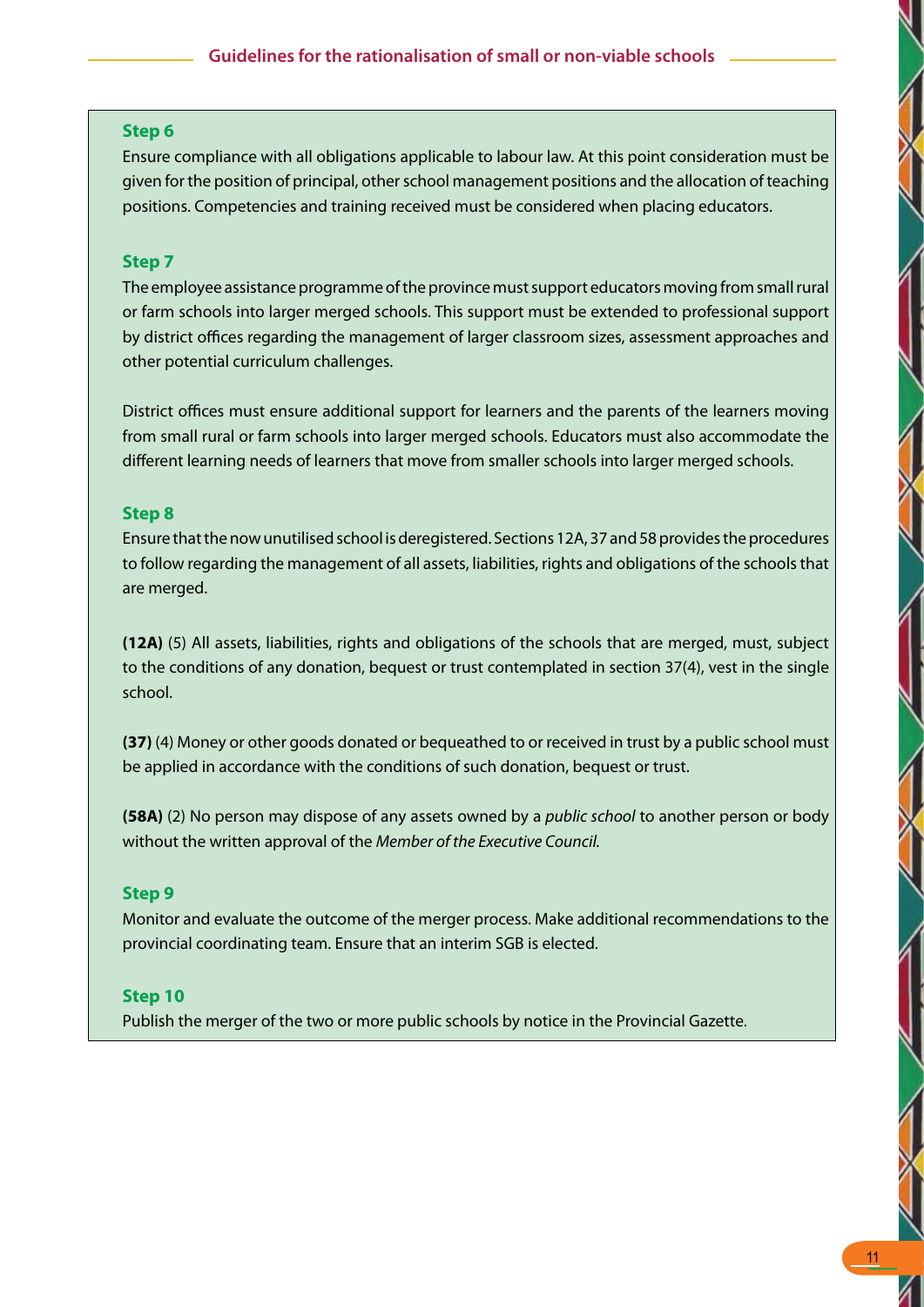### Step 6

Ensure compliance with all obligations applicable to labour law. At this point consideration must be given for the position of principal, other school management positions and the allocation of teaching positions. Competencies and training received must be considered when placing educators.

### Step 7

The employee assistance programme of the province must support educators moving from small rural or farm schools into larger merged schools. This support must be extended to professional support by district offices regarding the management of larger classroom sizes, assessment approaches and other potential curriculum challenges.

District offices must ensure additional support for learners and the parents of the learners moving from small rural or farm schools into larger merged schools. Educators must also accommodate the different learning needs of learners that move from smaller schools into larger merged schools.

### Step 8

Ensure that the now unutilised school is deregistered. Sections 12A, 37 and 58 provides the procedures to follow regarding the management of all assets, liabilities, rights and obligations of the schools that are merged.

**(12A)** (5) All assets, liabilities, rights and obligations of the schools that are merged, must, subject to the conditions of any donation, bequest or trust contemplated in section 37(4), vest in the single school.

**(37)** (4) Money or other goods donated or bequeathed to or received in trust by a public school must be applied in accordance with the conditions of such donation, bequest or trust.

**(58A)** (2) No person may dispose of any assets owned by a *public school* to another person or body without the written approval of the *Member of the Executive Council.*

### Step 9

Monitor and evaluate the outcome of the merger process. Make additional recommendations to the provincial coordinating team. Ensure that an interim SGB is elected.

### Step 10

Publish the merger of the two or more public schools by notice in the Provincial Gazette.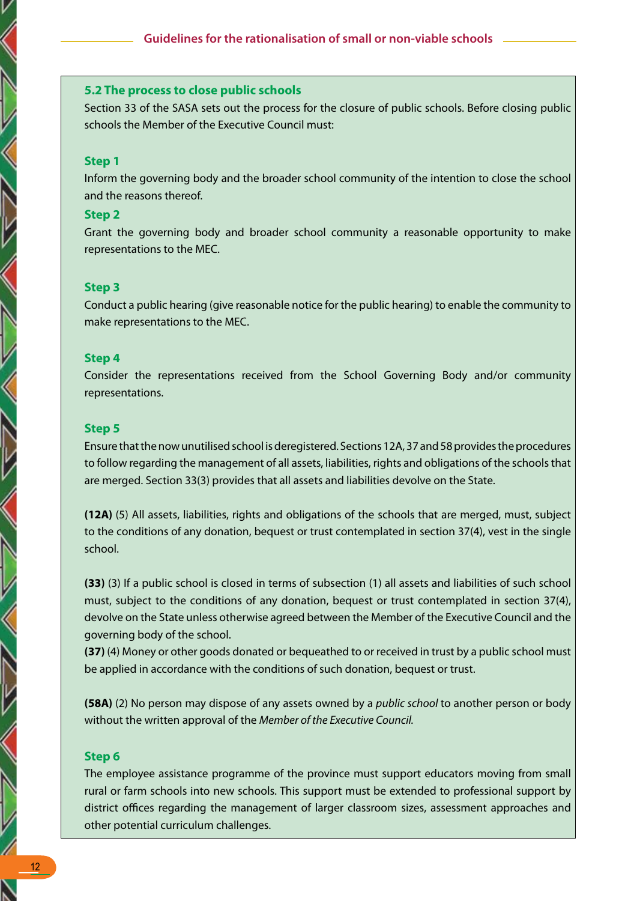### 5.2 The process to close public schools

Section 33 of the SASA sets out the process for the closure of public schools. Before closing public schools the Member of the Executive Council must:

**Step 1**

Inform the governing body and the broader school community of the intention to close the school and the reasons thereof.

**Step 2**

Grant the governing body and broader school community a reasonable opportunity to make representations to the MEC.

**Step 3**

Conduct a public hearing (give reasonable notice for the public hearing) to enable the community to make representations to the MEC.

**Step 4**

Consider the representations received from the School Governing Body and/or community representations.

**Step 5**

Ensure that the now unutilised school is deregistered. Sections 12A, 37 and 58 provides the procedures to follow regarding the management of all assets, liabilities, rights and obligations of the schools that are merged. Section 33(3) provides that all assets and liabilities devolve on the State.

**(12A)** (5) All assets, liabilities, rights and obligations of the schools that are merged, must, subject to the conditions of any donation, bequest or trust contemplated in section 37(4), vest in the single school.

**(33)** (3) If a public school is closed in terms of subsection (1) all assets and liabilities of such school must, subject to the conditions of any donation, bequest or trust contemplated in section 37(4), devolve on the State unless otherwise agreed between the Member of the Executive Council and the governing body of the school.

**(37)** (4) Money or other goods donated or bequeathed to or received in trust by a public school must be applied in accordance with the conditions of such donation, bequest or trust.

**(58A)** (2) No person may dispose of any assets owned by a *public school* to another person or body without the written approval of the *Member of the Executive Council.*

**Step 6**

The employee assistance programme of the province must support educators moving from small rural or farm schools into new schools. This support must be extended to professional support by district offices regarding the management of larger classroom sizes, assessment approaches and other potential curriculum challenges.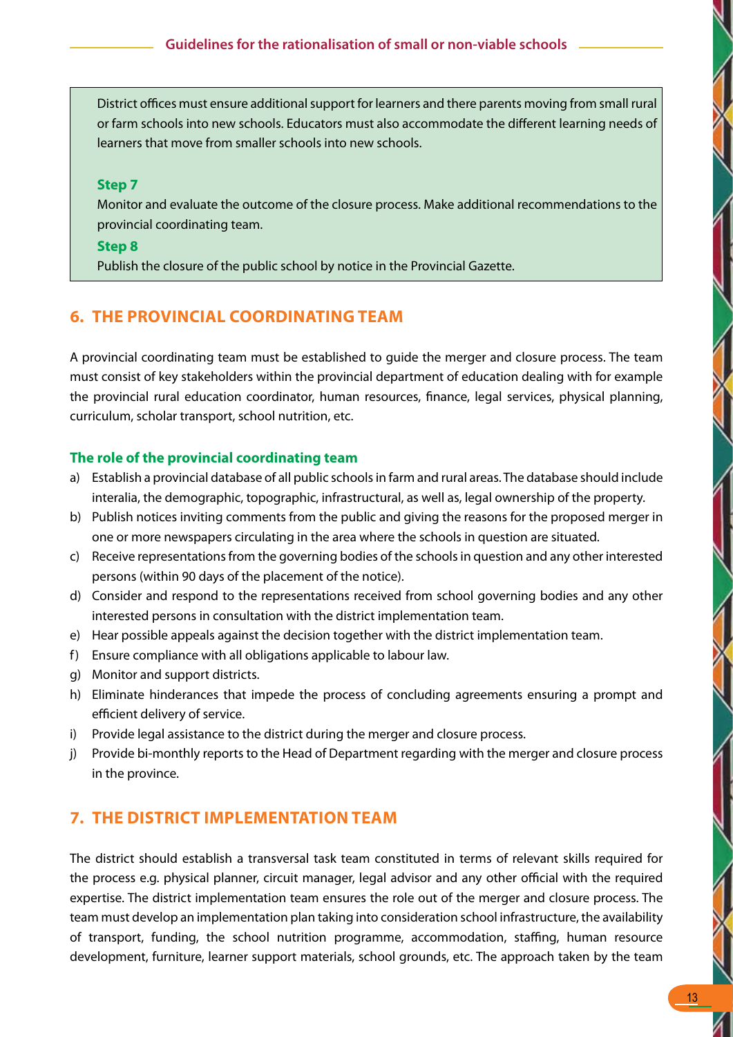District offices must ensure additional support for learners and there parents moving from small rural or farm schools into new schools. Educators must also accommodate the different learning needs of learners that move from smaller schools into new schools.

**Step 7**

Monitor and evaluate the outcome of the closure process. Make additional recommendations to the provincial coordinating team.

**Step 8**

Publish the closure of the public school by notice in the Provincial Gazette.

## 6. THE PROVINCIAL COORDINATING TEAM

A provincial coordinating team must be established to guide the merger and closure process. The team must consist of key stakeholders within the provincial department of education dealing with for example the provincial rural education coordinator, human resources, finance, legal services, physical planning, curriculum, scholar transport, school nutrition, etc.

### The role of the provincial coordinating team

a) Establish a provincial database of all public schools in farm and rural areas. The database should include interalia, the demographic, topographic, infrastructural, as well as, legal ownership of the property.
b) Publish notices inviting comments from the public and giving the reasons for the proposed merger in one or more newspapers circulating in the area where the schools in question are situated.
c) Receive representations from the governing bodies of the schools in question and any other interested persons (within 90 days of the placement of the notice).
d) Consider and respond to the representations received from school governing bodies and any other interested persons in consultation with the district implementation team.
e) Hear possible appeals against the decision together with the district implementation team.
f) Ensure compliance with all obligations applicable to labour law.
g) Monitor and support districts.
h) Eliminate hinderances that impede the process of concluding agreements ensuring a prompt and efficient delivery of service.
i) Provide legal assistance to the district during the merger and closure process.
j) Provide bi-monthly reports to the Head of Department regarding with the merger and closure process in the province.

## 7. THE DISTRICT IMPLEMENTATION TEAM

The district should establish a transversal task team constituted in terms of relevant skills required for the process e.g. physical planner, circuit manager, legal advisor and any other official with the required expertise. The district implementation team ensures the role out of the merger and closure process. The team must develop an implementation plan taking into consideration school infrastructure, the availability of transport, funding, the school nutrition programme, accommodation, staffing, human resource development, furniture, learner support materials, school grounds, etc. The approach taken by the team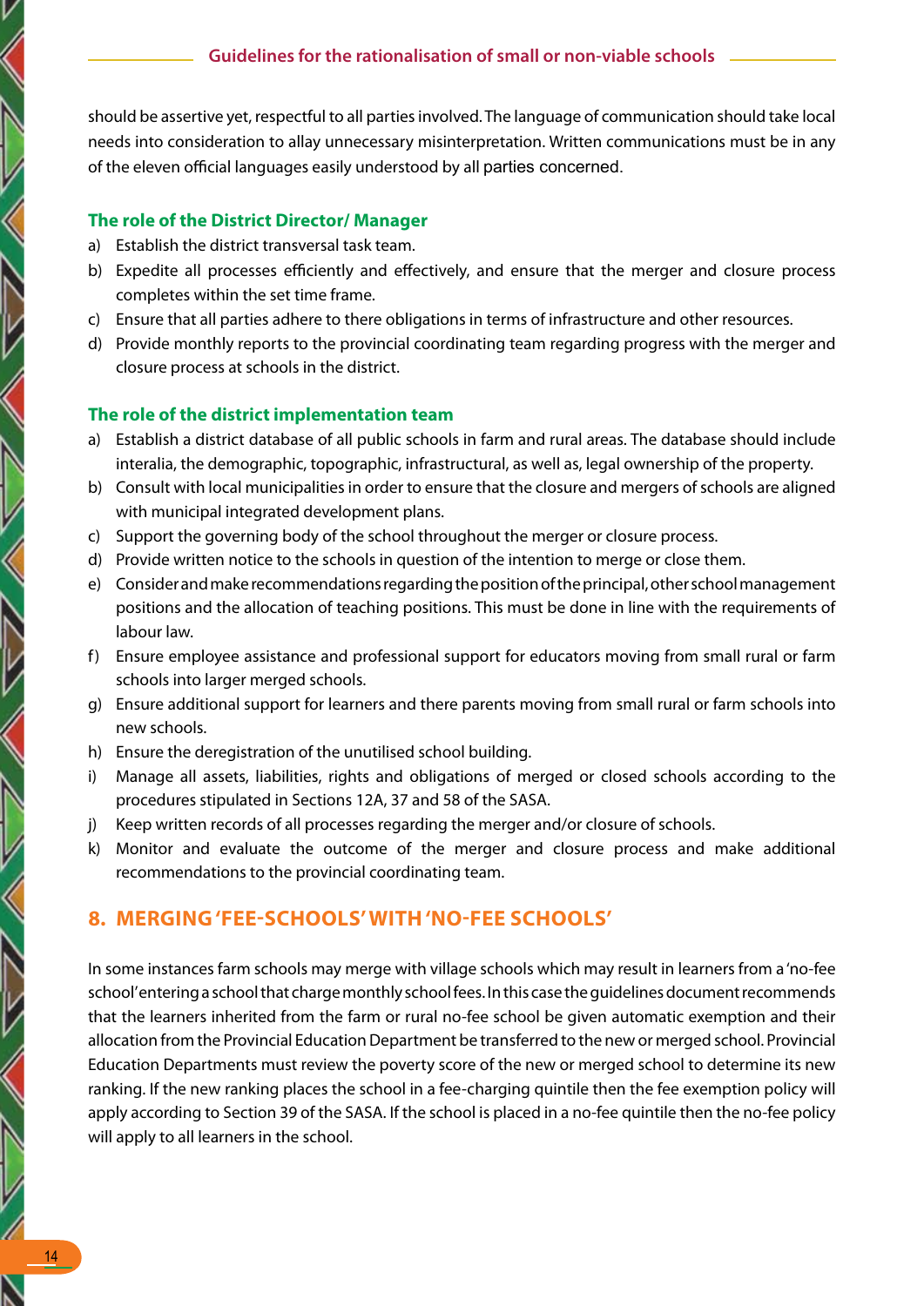should be assertive yet, respectful to all parties involved. The language of communication should take local needs into consideration to allay unnecessary misinterpretation. Written communications must be in any of the eleven official languages easily understood by all parties concerned.

### The role of the District Director/ Manager

a) Establish the district transversal task team.
b) Expedite all processes efficiently and effectively, and ensure that the merger and closure process completes within the set time frame.
c) Ensure that all parties adhere to there obligations in terms of infrastructure and other resources.
d) Provide monthly reports to the provincial coordinating team regarding progress with the merger and closure process at schools in the district.

### The role of the district implementation team

a) Establish a district database of all public schools in farm and rural areas. The database should include interalia, the demographic, topographic, infrastructural, as well as, legal ownership of the property.
b) Consult with local municipalities in order to ensure that the closure and mergers of schools are aligned with municipal integrated development plans.
c) Support the governing body of the school throughout the merger or closure process.
d) Provide written notice to the schools in question of the intention to merge or close them.
e) Consider and make recommendations regarding the position of the principal, other school management positions and the allocation of teaching positions. This must be done in line with the requirements of labour law.
f) Ensure employee assistance and professional support for educators moving from small rural or farm schools into larger merged schools.
g) Ensure additional support for learners and there parents moving from small rural or farm schools into new schools.
h) Ensure the deregistration of the unutilised school building.
i) Manage all assets, liabilities, rights and obligations of merged or closed schools according to the procedures stipulated in Sections 12A, 37 and 58 of the SASA.
j) Keep written records of all processes regarding the merger and/or closure of schools.
k) Monitor and evaluate the outcome of the merger and closure process and make additional recommendations to the provincial coordinating team.

## 8. MERGING 'FEE-SCHOOLS' WITH 'NO-FEE SCHOOLS'

In some instances farm schools may merge with village schools which may result in learners from a 'no-fee school' entering a school that charge monthly school fees. In this case the guidelines document recommends that the learners inherited from the farm or rural no-fee school be given automatic exemption and their allocation from the Provincial Education Department be transferred to the new or merged school. Provincial Education Departments must review the poverty score of the new or merged school to determine its new ranking. If the new ranking places the school in a fee-charging quintile then the fee exemption policy will apply according to Section 39 of the SASA. If the school is placed in a no-fee quintile then the no-fee policy will apply to all learners in the school.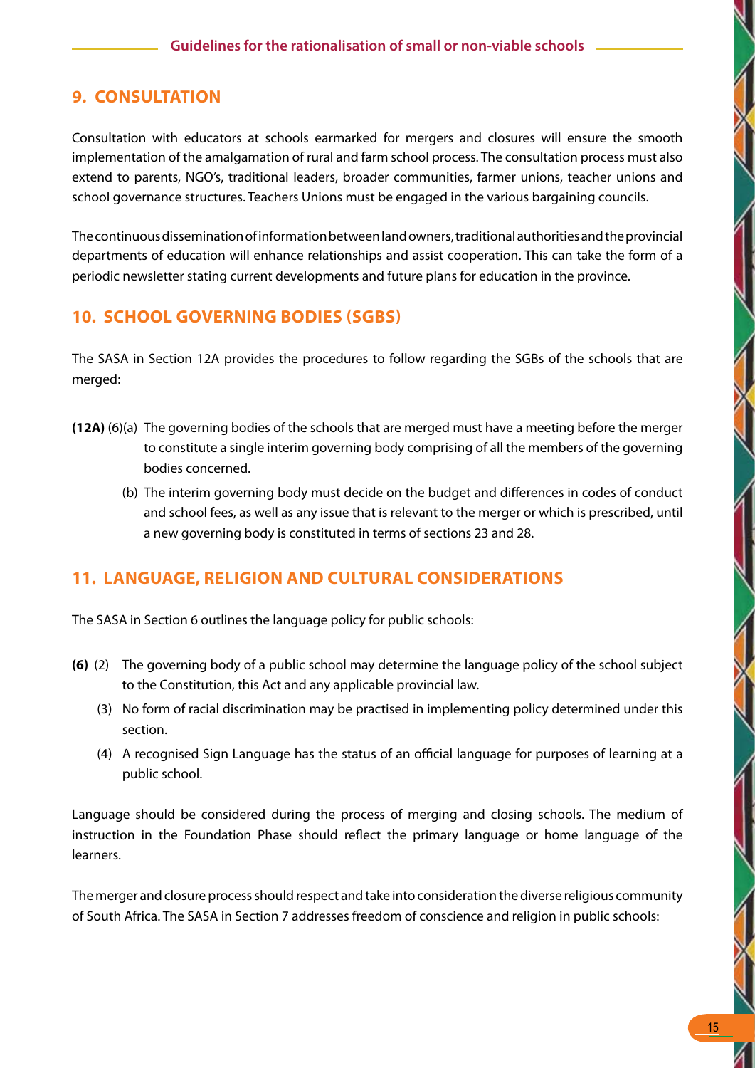## 9. CONSULTATION

Consultation with educators at schools earmarked for mergers and closures will ensure the smooth implementation of the amalgamation of rural and farm school process. The consultation process must also extend to parents, NGO's, traditional leaders, broader communities, farmer unions, teacher unions and school governance structures. Teachers Unions must be engaged in the various bargaining councils.

The continuous dissemination of information between land owners, traditional authorities and the provincial departments of education will enhance relationships and assist cooperation. This can take the form of a periodic newsletter stating current developments and future plans for education in the province.

## 10. SCHOOL GOVERNING BODIES (SGBS)

The SASA in Section 12A provides the procedures to follow regarding the SGBs of the schools that are merged:

**(12A)** (6)(a) The governing bodies of the schools that are merged must have a meeting before the merger to constitute a single interim governing body comprising of all the members of the governing bodies concerned.

(b) The interim governing body must decide on the budget and differences in codes of conduct and school fees, as well as any issue that is relevant to the merger or which is prescribed, until a new governing body is constituted in terms of sections 23 and 28.

## 11. LANGUAGE, RELIGION AND CULTURAL CONSIDERATIONS

The SASA in Section 6 outlines the language policy for public schools:

**(6)** (2) The governing body of a public school may determine the language policy of the school subject to the Constitution, this Act and any applicable provincial law.

(3) No form of racial discrimination may be practised in implementing policy determined under this section.

(4) A recognised Sign Language has the status of an official language for purposes of learning at a public school.

Language should be considered during the process of merging and closing schools. The medium of instruction in the Foundation Phase should reflect the primary language or home language of the learners.

The merger and closure process should respect and take into consideration the diverse religious community of South Africa. The SASA in Section 7 addresses freedom of conscience and religion in public schools: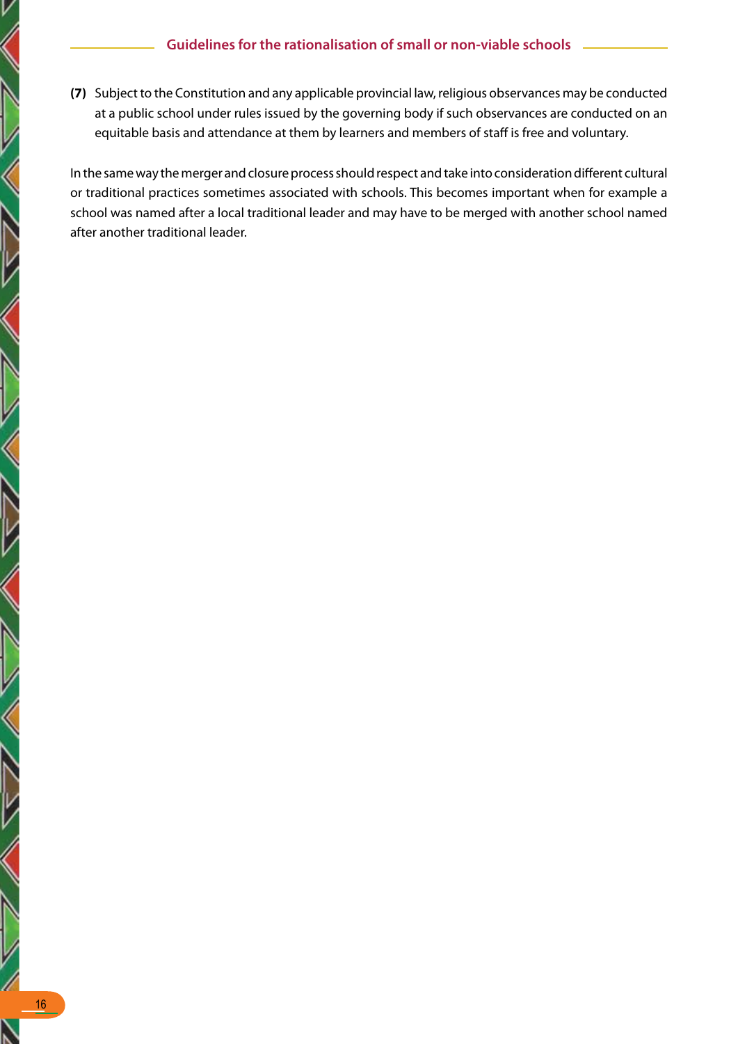**(7)** Subject to the Constitution and any applicable provincial law, religious observances may be conducted at a public school under rules issued by the governing body if such observances are conducted on an equitable basis and attendance at them by learners and members of staff is free and voluntary.

In the same way the merger and closure process should respect and take into consideration different cultural or traditional practices sometimes associated with schools. This becomes important when for example a school was named after a local traditional leader and may have to be merged with another school named after another traditional leader.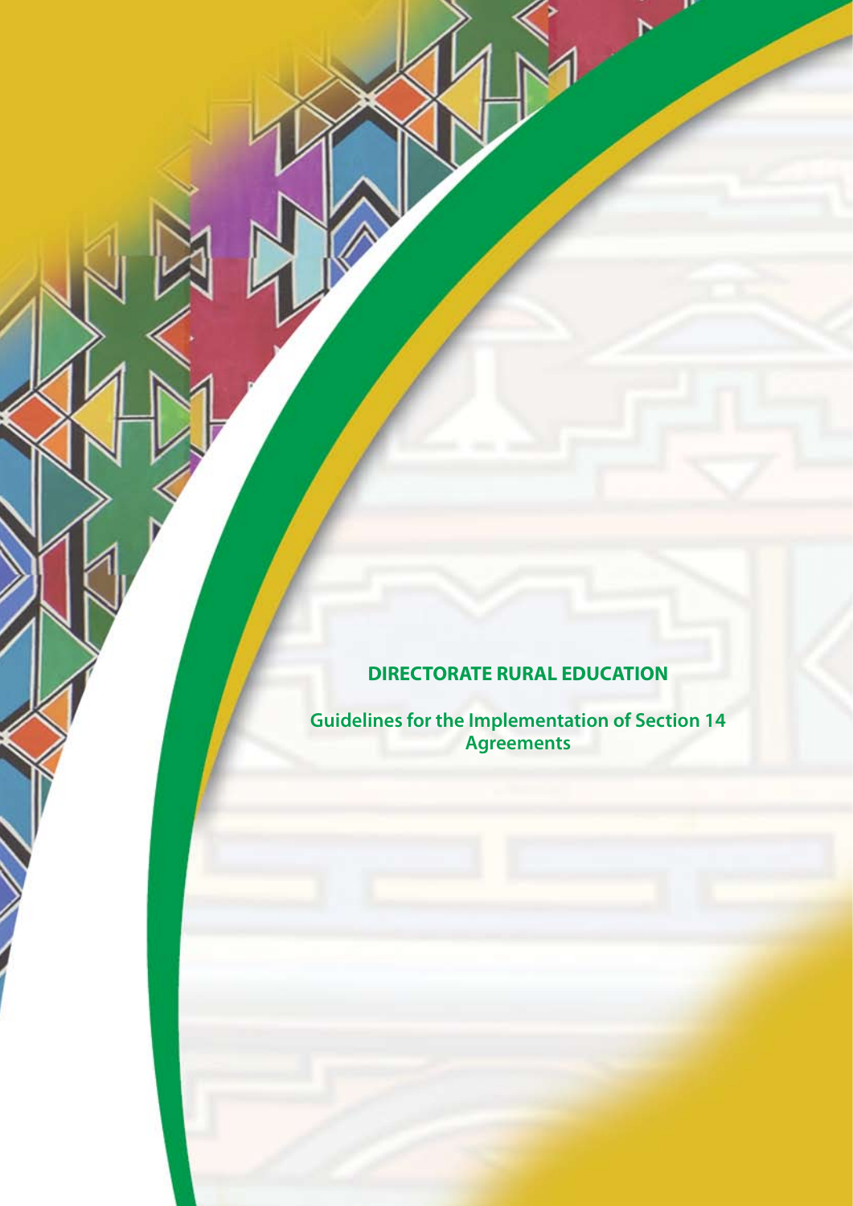**DIRECTORATE RURAL EDUCATION**

**Guidelines for the Implementation of Section 14 Agreements**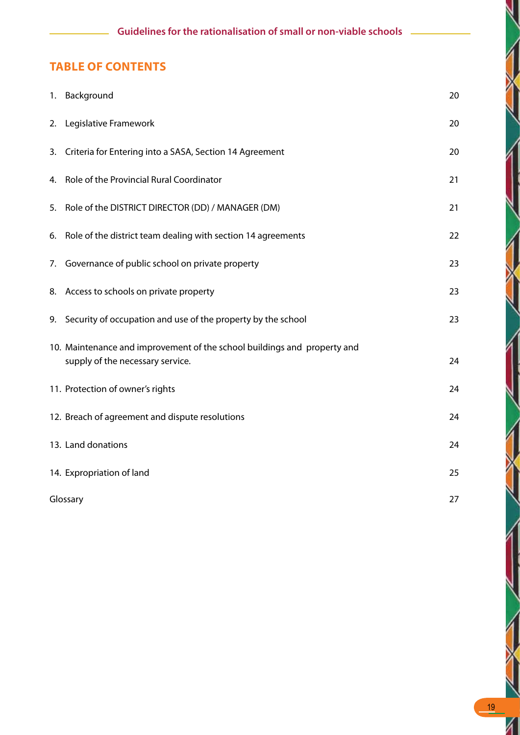## TABLE OF CONTENTS

| | |
|---|---|
| 1. Background | 20 |
| 2. Legislative Framework | 20 |
| 3. Criteria for Entering into a SASA, Section 14 Agreement | 20 |
| 4. Role of the Provincial Rural Coordinator | 21 |
| 5. Role of the DISTRICT DIRECTOR (DD) / MANAGER (DM) | 21 |
| 6. Role of the district team dealing with section 14 agreements | 22 |
| 7. Governance of public school on private property | 23 |
| 8. Access to schools on private property | 23 |
| 9. Security of occupation and use of the property by the school | 23 |
| 10. Maintenance and improvement of the school buildings and property and supply of the necessary service. | 24 |
| 11. Protection of owner's rights | 24 |
| 12. Breach of agreement and dispute resolutions | 24 |
| 13. Land donations | 24 |
| 14. Expropriation of land | 25 |
| Glossary | 27 |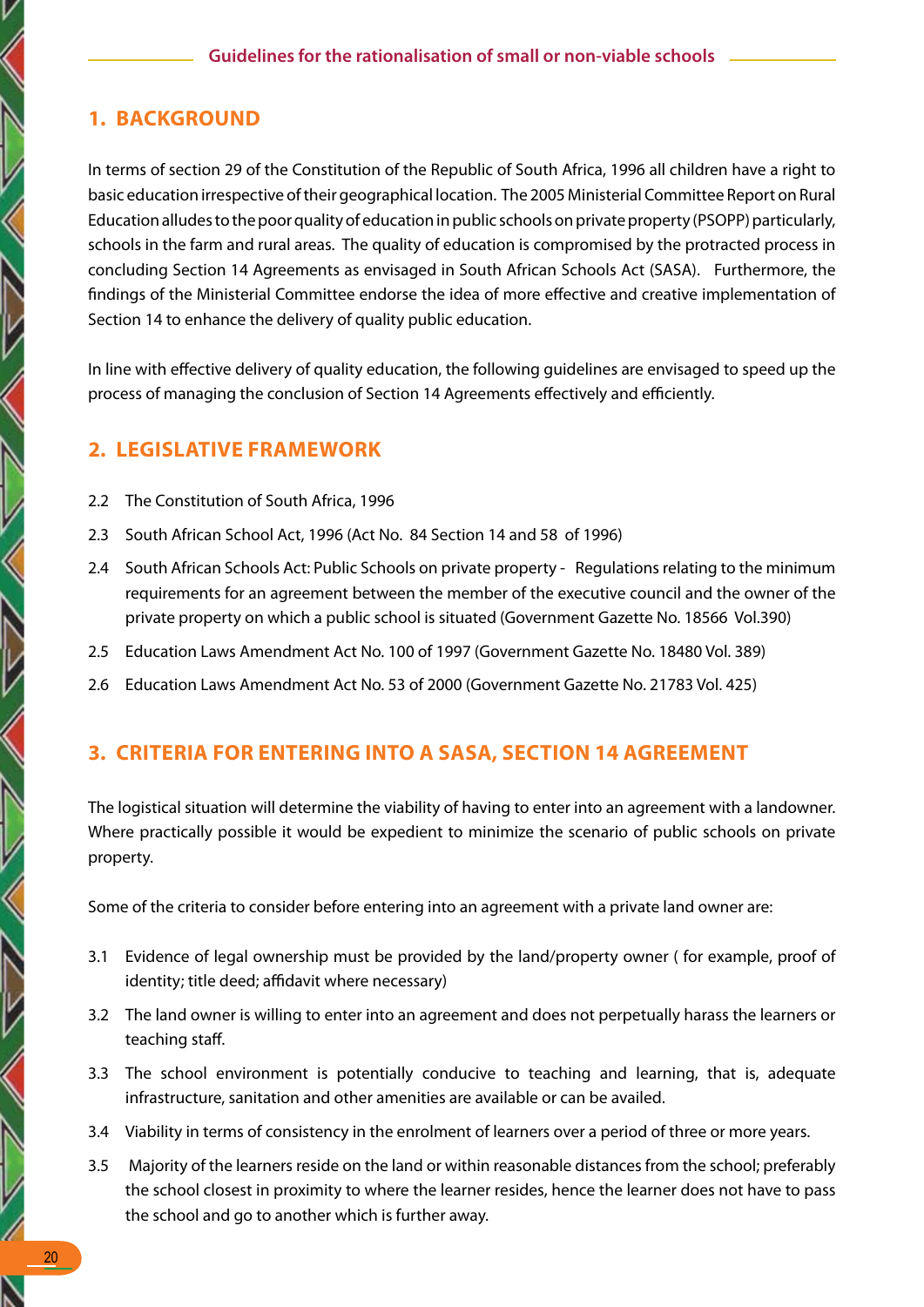## 1. BACKGROUND

In terms of section 29 of the Constitution of the Republic of South Africa, 1996 all children have a right to basic education irrespective of their geographical location. The 2005 Ministerial Committee Report on Rural Education alludes to the poor quality of education in public schools on private property (PSOPP) particularly, schools in the farm and rural areas. The quality of education is compromised by the protracted process in concluding Section 14 Agreements as envisaged in South African Schools Act (SASA). Furthermore, the findings of the Ministerial Committee endorse the idea of more effective and creative implementation of Section 14 to enhance the delivery of quality public education.

In line with effective delivery of quality education, the following guidelines are envisaged to speed up the process of managing the conclusion of Section 14 Agreements effectively and efficiently.

## 2. LEGISLATIVE FRAMEWORK

2.2 The Constitution of South Africa, 1996

2.3 South African School Act, 1996 (Act No. 84 Section 14 and 58 of 1996)

2.4 South African Schools Act: Public Schools on private property - Regulations relating to the minimum requirements for an agreement between the member of the executive council and the owner of the private property on which a public school is situated (Government Gazette No. 18566 Vol.390)

2.5 Education Laws Amendment Act No. 100 of 1997 (Government Gazette No. 18480 Vol. 389)

2.6 Education Laws Amendment Act No. 53 of 2000 (Government Gazette No. 21783 Vol. 425)

## 3. CRITERIA FOR ENTERING INTO A SASA, SECTION 14 AGREEMENT

The logistical situation will determine the viability of having to enter into an agreement with a landowner. Where practically possible it would be expedient to minimize the scenario of public schools on private property.

Some of the criteria to consider before entering into an agreement with a private land owner are:

3.1 Evidence of legal ownership must be provided by the land/property owner ( for example, proof of identity; title deed; affidavit where necessary)

3.2 The land owner is willing to enter into an agreement and does not perpetually harass the learners or teaching staff.

3.3 The school environment is potentially conducive to teaching and learning, that is, adequate infrastructure, sanitation and other amenities are available or can be availed.

3.4 Viability in terms of consistency in the enrolment of learners over a period of three or more years.

3.5 Majority of the learners reside on the land or within reasonable distances from the school; preferably the school closest in proximity to where the learner resides, hence the learner does not have to pass the school and go to another which is further away.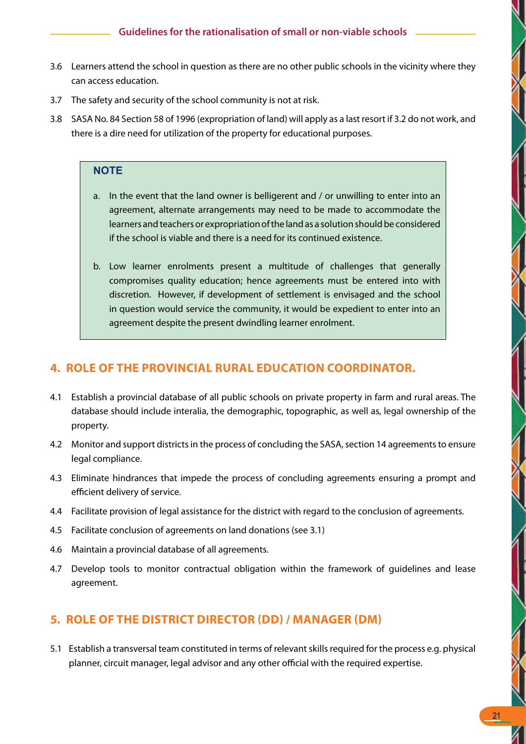3.6 Learners attend the school in question as there are no other public schools in the vicinity where they can access education.

3.7 The safety and security of the school community is not at risk.

3.8 SASA No. 84 Section 58 of 1996 (expropriation of land) will apply as a last resort if 3.2 do not work, and there is a dire need for utilization of the property for educational purposes.

> **NOTE**
>
> a. In the event that the land owner is belligerent and / or unwilling to enter into an agreement, alternate arrangements may need to be made to accommodate the learners and teachers or expropriation of the land as a solution should be considered if the school is viable and there is a need for its continued existence.
>
> b. Low learner enrolments present a multitude of challenges that generally compromises quality education; hence agreements must be entered into with discretion. However, if development of settlement is envisaged and the school in question would service the community, it would be expedient to enter into an agreement despite the present dwindling learner enrolment.

## 4. ROLE OF THE PROVINCIAL RURAL EDUCATION COORDINATOR.

4.1 Establish a provincial database of all public schools on private property in farm and rural areas. The database should include interalia, the demographic, topographic, as well as, legal ownership of the property.

4.2 Monitor and support districts in the process of concluding the SASA, section 14 agreements to ensure legal compliance.

4.3 Eliminate hindrances that impede the process of concluding agreements ensuring a prompt and efficient delivery of service.

4.4 Facilitate provision of legal assistance for the district with regard to the conclusion of agreements.

4.5 Facilitate conclusion of agreements on land donations (see 3.1)

4.6 Maintain a provincial database of all agreements.

4.7 Develop tools to monitor contractual obligation within the framework of guidelines and lease agreement.

## 5. ROLE OF THE DISTRICT DIRECTOR (DD) / MANAGER (DM)

5.1 Establish a transversal team constituted in terms of relevant skills required for the process e.g. physical planner, circuit manager, legal advisor and any other official with the required expertise.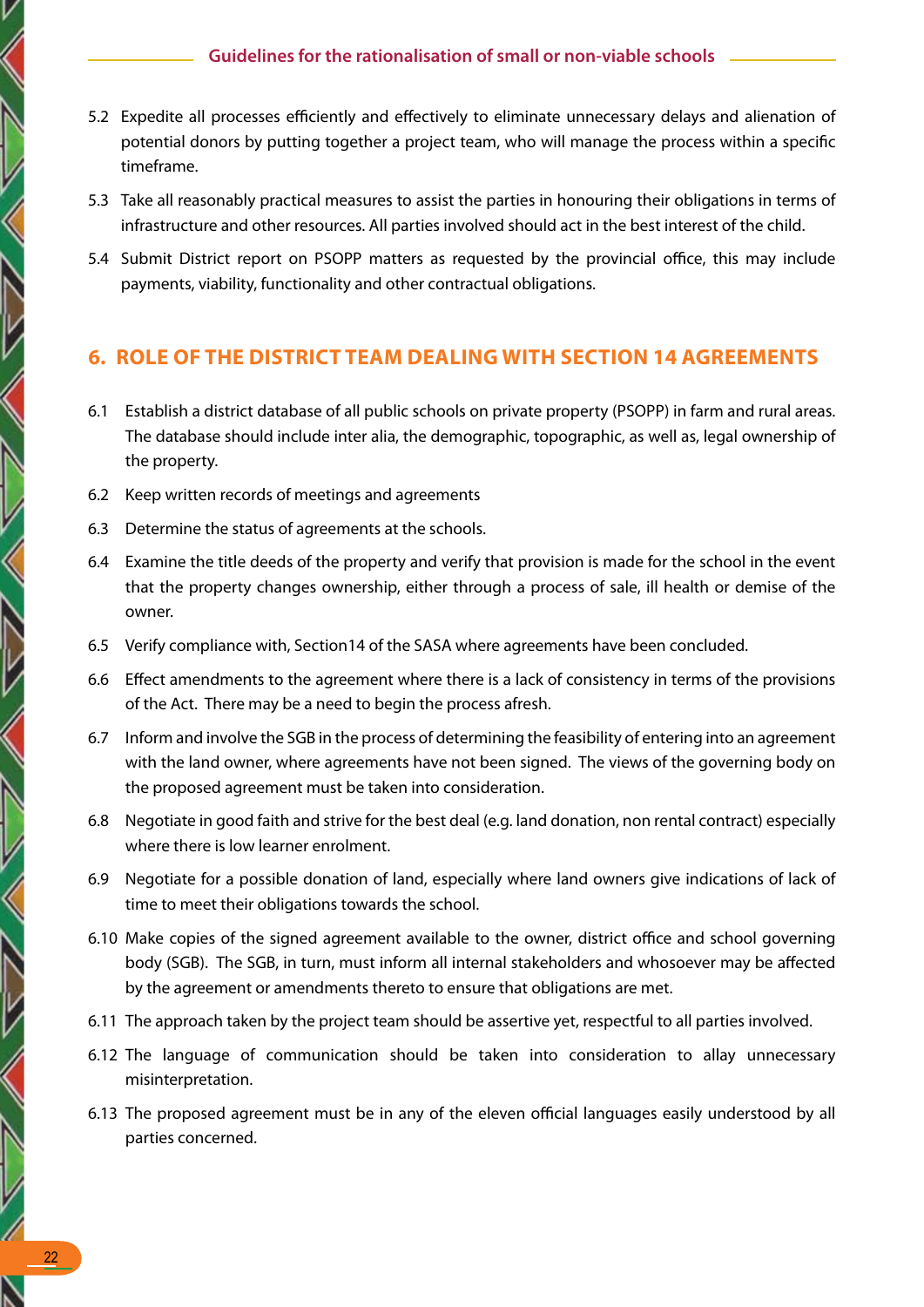5.2 Expedite all processes efficiently and effectively to eliminate unnecessary delays and alienation of potential donors by putting together a project team, who will manage the process within a specific timeframe.

5.3 Take all reasonably practical measures to assist the parties in honouring their obligations in terms of infrastructure and other resources. All parties involved should act in the best interest of the child.

5.4 Submit District report on PSOPP matters as requested by the provincial office, this may include payments, viability, functionality and other contractual obligations.

## 6. ROLE OF THE DISTRICT TEAM DEALING WITH SECTION 14 AGREEMENTS

6.1 Establish a district database of all public schools on private property (PSOPP) in farm and rural areas. The database should include inter alia, the demographic, topographic, as well as, legal ownership of the property.

6.2 Keep written records of meetings and agreements

6.3 Determine the status of agreements at the schools.

6.4 Examine the title deeds of the property and verify that provision is made for the school in the event that the property changes ownership, either through a process of sale, ill health or demise of the owner.

6.5 Verify compliance with, Section14 of the SASA where agreements have been concluded.

6.6 Effect amendments to the agreement where there is a lack of consistency in terms of the provisions of the Act. There may be a need to begin the process afresh.

6.7 Inform and involve the SGB in the process of determining the feasibility of entering into an agreement with the land owner, where agreements have not been signed. The views of the governing body on the proposed agreement must be taken into consideration.

6.8 Negotiate in good faith and strive for the best deal (e.g. land donation, non rental contract) especially where there is low learner enrolment.

6.9 Negotiate for a possible donation of land, especially where land owners give indications of lack of time to meet their obligations towards the school.

6.10 Make copies of the signed agreement available to the owner, district office and school governing body (SGB). The SGB, in turn, must inform all internal stakeholders and whosoever may be affected by the agreement or amendments thereto to ensure that obligations are met.

6.11 The approach taken by the project team should be assertive yet, respectful to all parties involved.

6.12 The language of communication should be taken into consideration to allay unnecessary misinterpretation.

6.13 The proposed agreement must be in any of the eleven official languages easily understood by all parties concerned.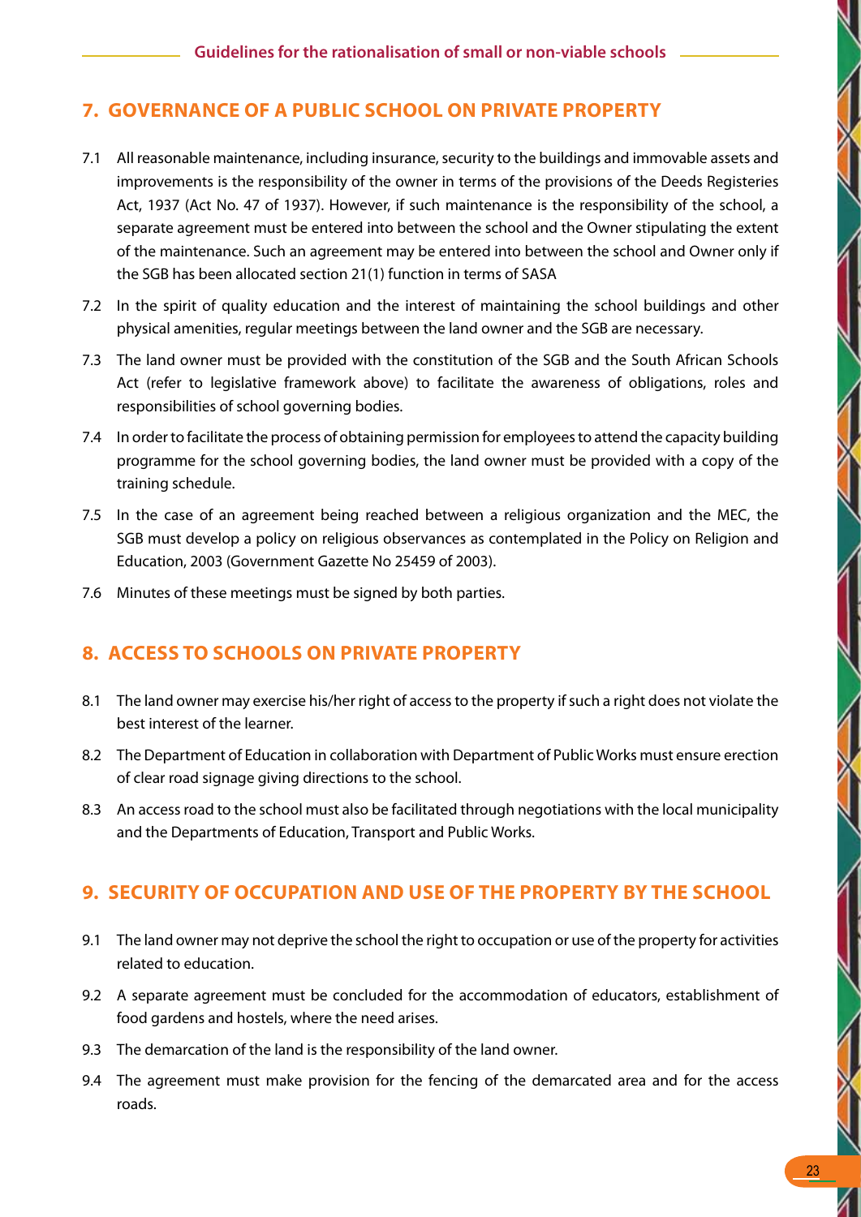## 7. GOVERNANCE OF A PUBLIC SCHOOL ON PRIVATE PROPERTY

7.1 All reasonable maintenance, including insurance, security to the buildings and immovable assets and improvements is the responsibility of the owner in terms of the provisions of the Deeds Registeries Act, 1937 (Act No. 47 of 1937). However, if such maintenance is the responsibility of the school, a separate agreement must be entered into between the school and the Owner stipulating the extent of the maintenance. Such an agreement may be entered into between the school and Owner only if the SGB has been allocated section 21(1) function in terms of SASA

7.2 In the spirit of quality education and the interest of maintaining the school buildings and other physical amenities, regular meetings between the land owner and the SGB are necessary.

7.3 The land owner must be provided with the constitution of the SGB and the South African Schools Act (refer to legislative framework above) to facilitate the awareness of obligations, roles and responsibilities of school governing bodies.

7.4 In order to facilitate the process of obtaining permission for employees to attend the capacity building programme for the school governing bodies, the land owner must be provided with a copy of the training schedule.

7.5 In the case of an agreement being reached between a religious organization and the MEC, the SGB must develop a policy on religious observances as contemplated in the Policy on Religion and Education, 2003 (Government Gazette No 25459 of 2003).

7.6 Minutes of these meetings must be signed by both parties.

## 8. ACCESS TO SCHOOLS ON PRIVATE PROPERTY

8.1 The land owner may exercise his/her right of access to the property if such a right does not violate the best interest of the learner.

8.2 The Department of Education in collaboration with Department of Public Works must ensure erection of clear road signage giving directions to the school.

8.3 An access road to the school must also be facilitated through negotiations with the local municipality and the Departments of Education, Transport and Public Works.

## 9. SECURITY OF OCCUPATION AND USE OF THE PROPERTY BY THE SCHOOL

9.1 The land owner may not deprive the school the right to occupation or use of the property for activities related to education.

9.2 A separate agreement must be concluded for the accommodation of educators, establishment of food gardens and hostels, where the need arises.

9.3 The demarcation of the land is the responsibility of the land owner.

9.4 The agreement must make provision for the fencing of the demarcated area and for the access roads.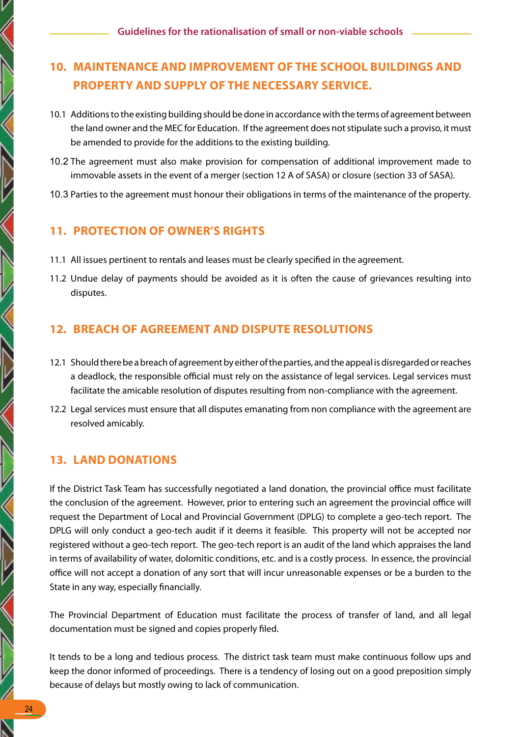## 10. MAINTENANCE AND IMPROVEMENT OF THE SCHOOL BUILDINGS AND PROPERTY AND SUPPLY OF THE NECESSARY SERVICE.

10.1 Additions to the existing building should be done in accordance with the terms of agreement between the land owner and the MEC for Education. If the agreement does not stipulate such a proviso, it must be amended to provide for the additions to the existing building.

10.2 The agreement must also make provision for compensation of additional improvement made to immovable assets in the event of a merger (section 12 A of SASA) or closure (section 33 of SASA).

10.3 Parties to the agreement must honour their obligations in terms of the maintenance of the property.

## 11. PROTECTION OF OWNER'S RIGHTS

11.1 All issues pertinent to rentals and leases must be clearly specified in the agreement.

11.2 Undue delay of payments should be avoided as it is often the cause of grievances resulting into disputes.

## 12. BREACH OF AGREEMENT AND DISPUTE RESOLUTIONS

12.1 Should there be a breach of agreement by either of the parties, and the appeal is disregarded or reaches a deadlock, the responsible official must rely on the assistance of legal services. Legal services must facilitate the amicable resolution of disputes resulting from non-compliance with the agreement.

12.2 Legal services must ensure that all disputes emanating from non compliance with the agreement are resolved amicably.

## 13. LAND DONATIONS

If the District Task Team has successfully negotiated a land donation, the provincial office must facilitate the conclusion of the agreement. However, prior to entering such an agreement the provincial office will request the Department of Local and Provincial Government (DPLG) to complete a geo-tech report. The DPLG will only conduct a geo-tech audit if it deems it feasible. This property will not be accepted nor registered without a geo-tech report. The geo-tech report is an audit of the land which appraises the land in terms of availability of water, dolomitic conditions, etc. and is a costly process. In essence, the provincial office will not accept a donation of any sort that will incur unreasonable expenses or be a burden to the State in any way, especially financially.

The Provincial Department of Education must facilitate the process of transfer of land, and all legal documentation must be signed and copies properly filed.

It tends to be a long and tedious process. The district task team must make continuous follow ups and keep the donor informed of proceedings. There is a tendency of losing out on a good preposition simply because of delays but mostly owing to lack of communication.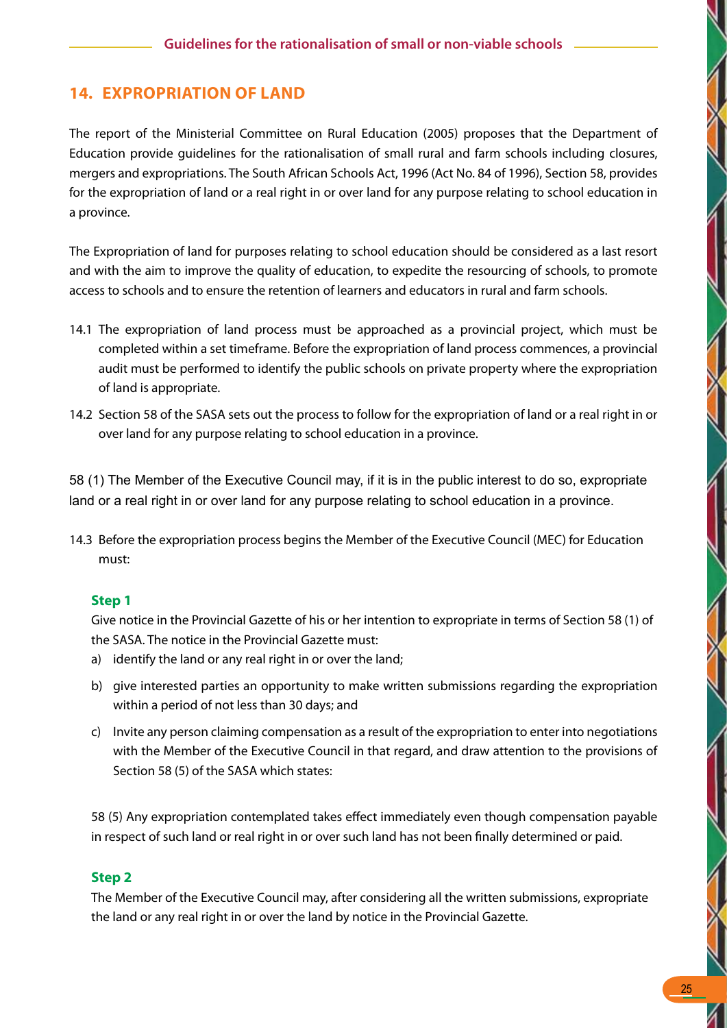## 14. EXPROPRIATION OF LAND

The report of the Ministerial Committee on Rural Education (2005) proposes that the Department of Education provide guidelines for the rationalisation of small rural and farm schools including closures, mergers and expropriations. The South African Schools Act, 1996 (Act No. 84 of 1996), Section 58, provides for the expropriation of land or a real right in or over land for any purpose relating to school education in a province.

The Expropriation of land for purposes relating to school education should be considered as a last resort and with the aim to improve the quality of education, to expedite the resourcing of schools, to promote access to schools and to ensure the retention of learners and educators in rural and farm schools.

14.1 The expropriation of land process must be approached as a provincial project, which must be completed within a set timeframe. Before the expropriation of land process commences, a provincial audit must be performed to identify the public schools on private property where the expropriation of land is appropriate.

14.2 Section 58 of the SASA sets out the process to follow for the expropriation of land or a real right in or over land for any purpose relating to school education in a province.

58 (1) The Member of the Executive Council may, if it is in the public interest to do so, expropriate land or a real right in or over land for any purpose relating to school education in a province.

14.3 Before the expropriation process begins the Member of the Executive Council (MEC) for Education must:

**Step 1**

Give notice in the Provincial Gazette of his or her intention to expropriate in terms of Section 58 (1) of the SASA. The notice in the Provincial Gazette must:

a) identify the land or any real right in or over the land;

b) give interested parties an opportunity to make written submissions regarding the expropriation within a period of not less than 30 days; and

c) Invite any person claiming compensation as a result of the expropriation to enter into negotiations with the Member of the Executive Council in that regard, and draw attention to the provisions of Section 58 (5) of the SASA which states:

58 (5) Any expropriation contemplated takes effect immediately even though compensation payable in respect of such land or real right in or over such land has not been finally determined or paid.

**Step 2**

The Member of the Executive Council may, after considering all the written submissions, expropriate the land or any real right in or over the land by notice in the Provincial Gazette.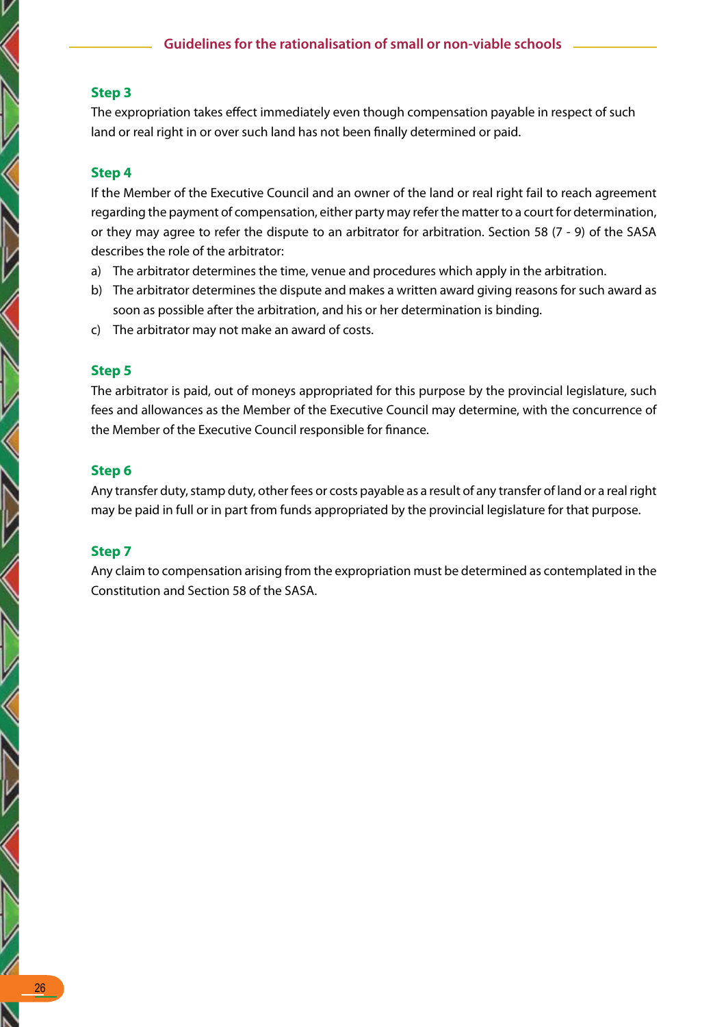### Step 3

The expropriation takes effect immediately even though compensation payable in respect of such land or real right in or over such land has not been finally determined or paid.

### Step 4

If the Member of the Executive Council and an owner of the land or real right fail to reach agreement regarding the payment of compensation, either party may refer the matter to a court for determination, or they may agree to refer the dispute to an arbitrator for arbitration. Section 58 (7 - 9) of the SASA describes the role of the arbitrator:

a) The arbitrator determines the time, venue and procedures which apply in the arbitration.
b) The arbitrator determines the dispute and makes a written award giving reasons for such award as soon as possible after the arbitration, and his or her determination is binding.
c) The arbitrator may not make an award of costs.

### Step 5

The arbitrator is paid, out of moneys appropriated for this purpose by the provincial legislature, such fees and allowances as the Member of the Executive Council may determine, with the concurrence of the Member of the Executive Council responsible for finance.

### Step 6

Any transfer duty, stamp duty, other fees or costs payable as a result of any transfer of land or a real right may be paid in full or in part from funds appropriated by the provincial legislature for that purpose.

### Step 7

Any claim to compensation arising from the expropriation must be determined as contemplated in the Constitution and Section 58 of the SASA.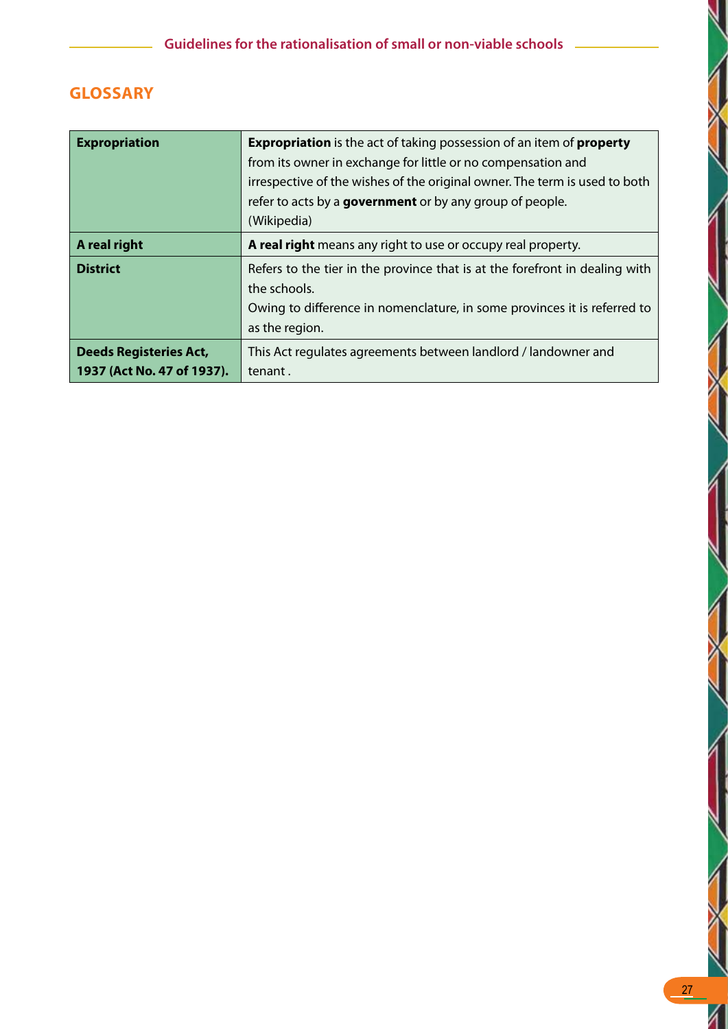## GLOSSARY

| | |
|---|---|
| **Expropriation** | **Expropriation** is the act of taking possession of an item of **property** from its owner in exchange for little or no compensation and irrespective of the wishes of the original owner. The term is used to both refer to acts by a **government** or by any group of people. (Wikipedia) |
| **A real right** | **A real right** means any right to use or occupy real property. |
| **District** | Refers to the tier in the province that is at the forefront in dealing with the schools.<br>Owing to difference in nomenclature, in some provinces it is referred to as the region. |
| **Deeds Registeries Act, 1937 (Act No. 47 of 1937).** | This Act regulates agreements between landlord / landowner and tenant . |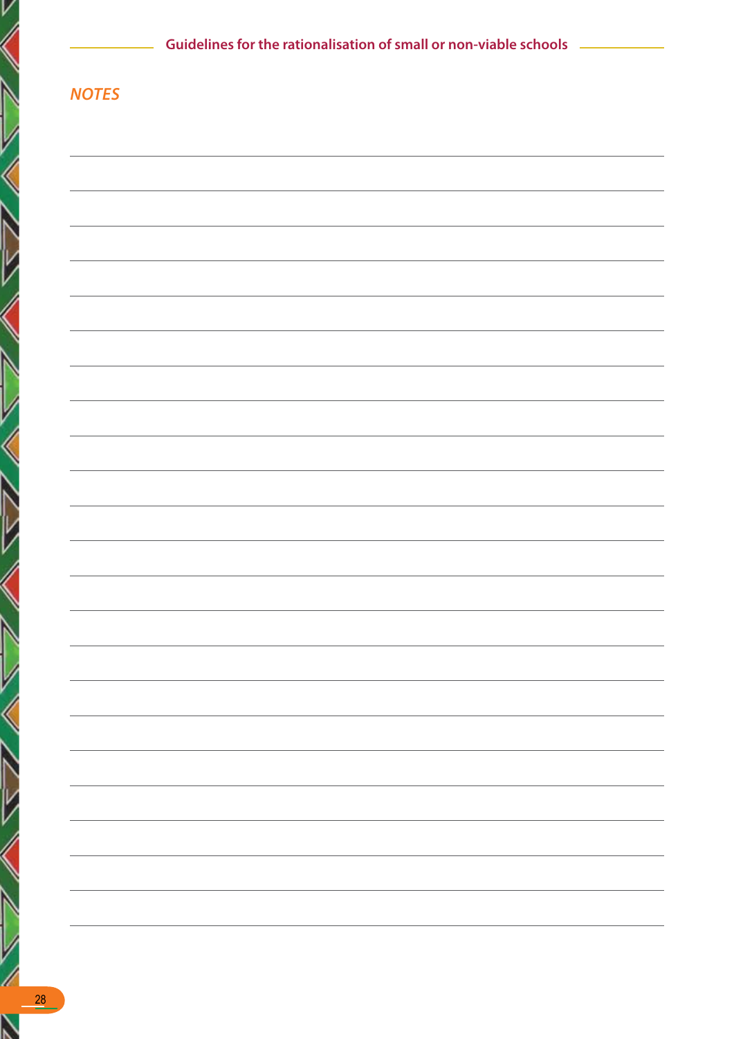*NOTES*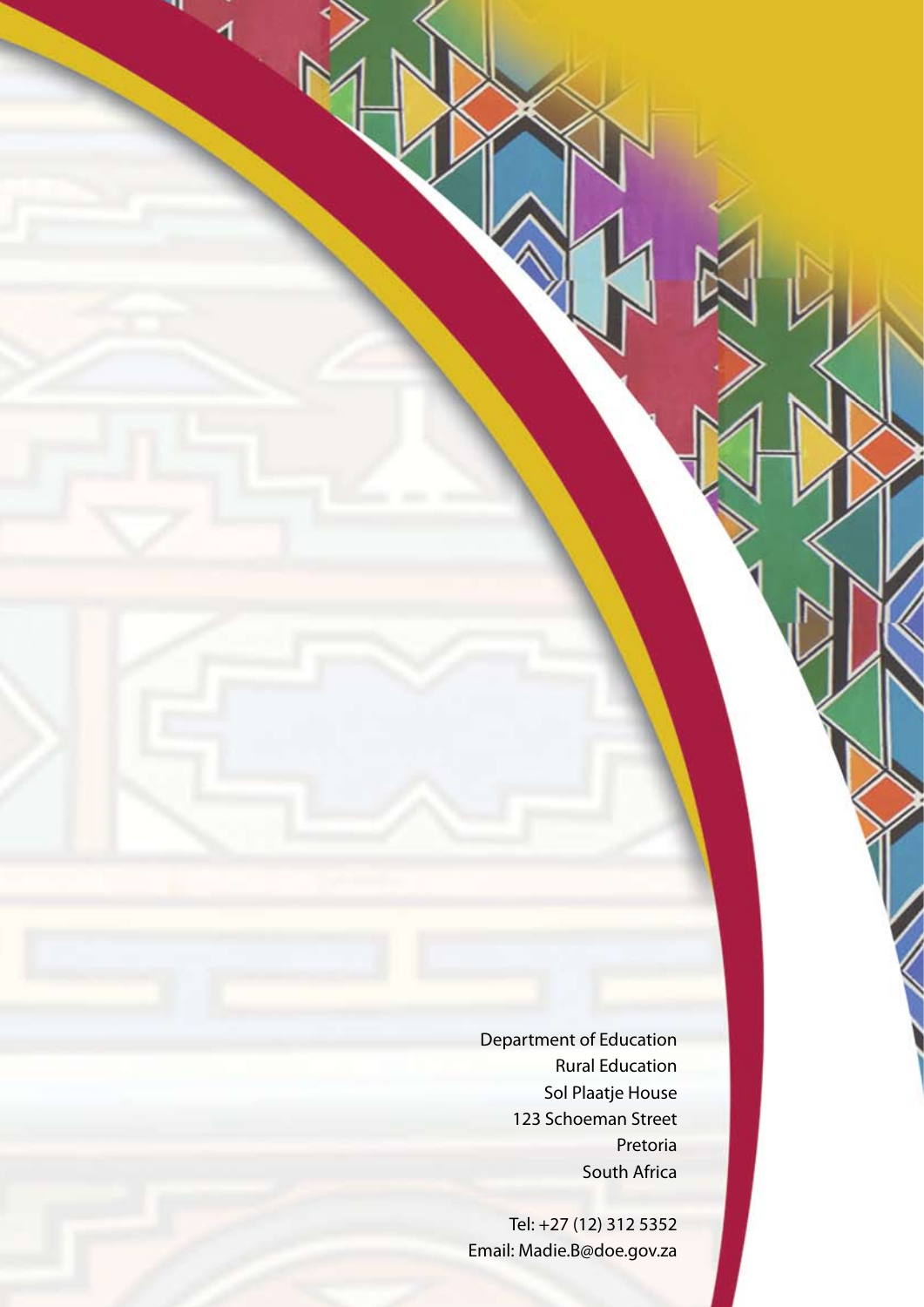Department of Education
Rural Education
Sol Plaatje House
123 Schoeman Street
Pretoria
South Africa

Tel: +27 (12) 312 5352
Email: Madie.B@doe.gov.za